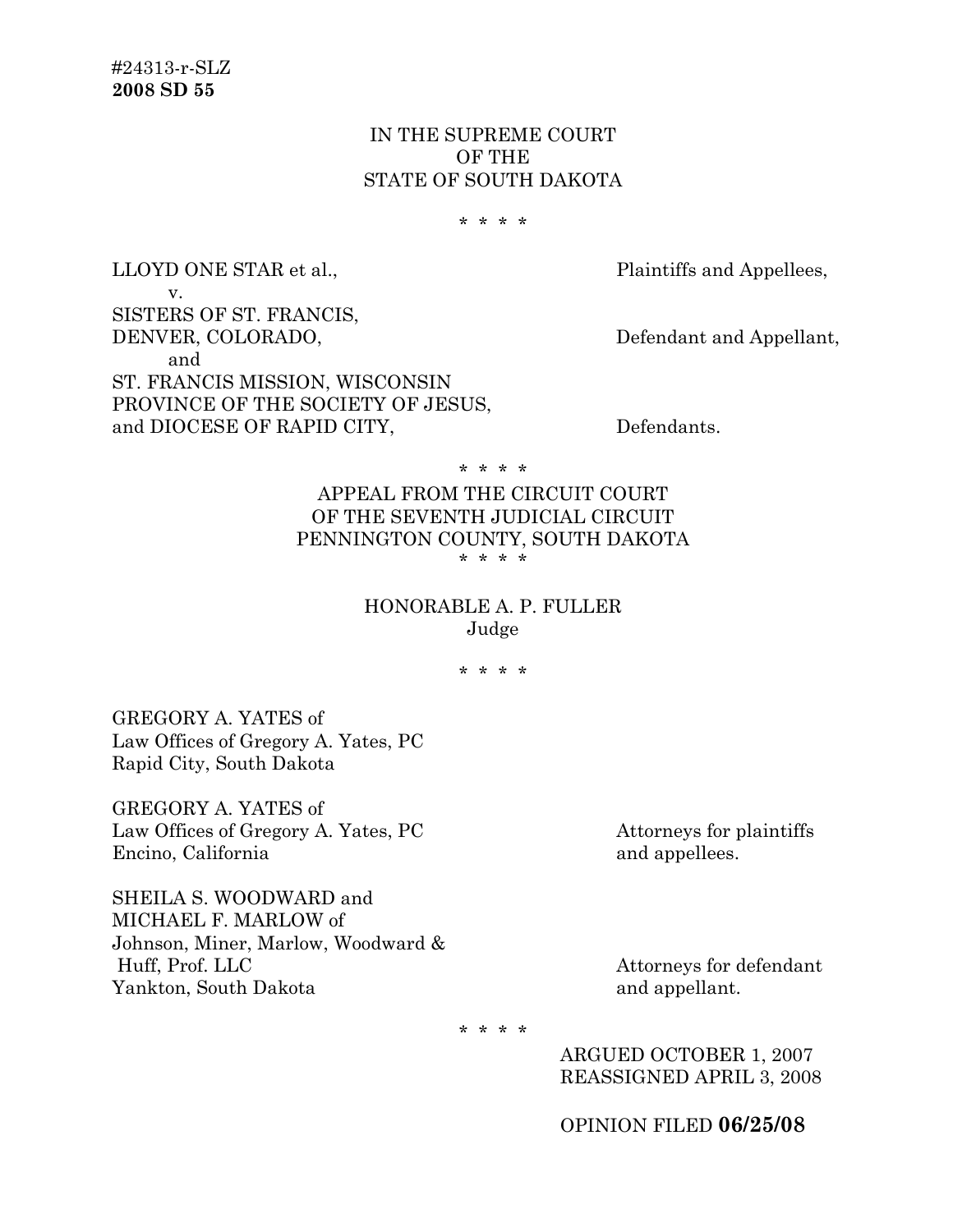#24313-r-SLZ
**2008 SD 55**

IN THE SUPREME COURT
OF THE
STATE OF SOUTH DAKOTA

\* \* \* \*

LLOYD ONE STAR et al., Plaintiffs and Appellees,

v.

SISTERS OF ST. FRANCIS,
DENVER, COLORADO, Defendant and Appellant,

and

ST. FRANCIS MISSION, WISCONSIN
PROVINCE OF THE SOCIETY OF JESUS,
and DIOCESE OF RAPID CITY, Defendants.

\* \* \* \*

APPEAL FROM THE CIRCUIT COURT
OF THE SEVENTH JUDICIAL CIRCUIT
PENNINGTON COUNTY, SOUTH DAKOTA

\* \* \* \*

HONORABLE A. P. FULLER
Judge

\* \* \* \*

GREGORY A. YATES of
Law Offices of Gregory A. Yates, PC
Rapid City, South Dakota

GREGORY A. YATES of
Law Offices of Gregory A. Yates, PC
Encino, California

Attorneys for plaintiffs and appellees.

SHEILA S. WOODWARD and
MICHAEL F. MARLOW of
Johnson, Miner, Marlow, Woodward &
Huff, Prof. LLC
Yankton, South Dakota

Attorneys for defendant and appellant.

\* \* \* \*

ARGUED OCTOBER 1, 2007
REASSIGNED APRIL 3, 2008

OPINION FILED **06/25/08**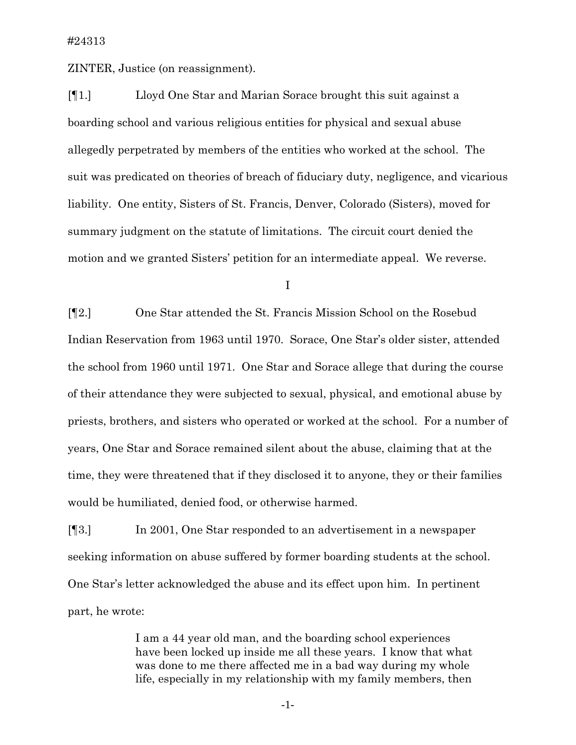#24313

ZINTER, Justice (on reassignment).

[¶1.] Lloyd One Star and Marian Sorace brought this suit against a boarding school and various religious entities for physical and sexual abuse allegedly perpetrated by members of the entities who worked at the school. The suit was predicated on theories of breach of fiduciary duty, negligence, and vicarious liability. One entity, Sisters of St. Francis, Denver, Colorado (Sisters), moved for summary judgment on the statute of limitations. The circuit court denied the motion and we granted Sisters' petition for an intermediate appeal. We reverse.

I

[¶2.] One Star attended the St. Francis Mission School on the Rosebud Indian Reservation from 1963 until 1970. Sorace, One Star's older sister, attended the school from 1960 until 1971. One Star and Sorace allege that during the course of their attendance they were subjected to sexual, physical, and emotional abuse by priests, brothers, and sisters who operated or worked at the school. For a number of years, One Star and Sorace remained silent about the abuse, claiming that at the time, they were threatened that if they disclosed it to anyone, they or their families would be humiliated, denied food, or otherwise harmed.

[¶3.] In 2001, One Star responded to an advertisement in a newspaper seeking information on abuse suffered by former boarding students at the school. One Star's letter acknowledged the abuse and its effect upon him. In pertinent part, he wrote:

> I am a 44 year old man, and the boarding school experiences have been locked up inside me all these years. I know that what was done to me there affected me in a bad way during my whole life, especially in my relationship with my family members, then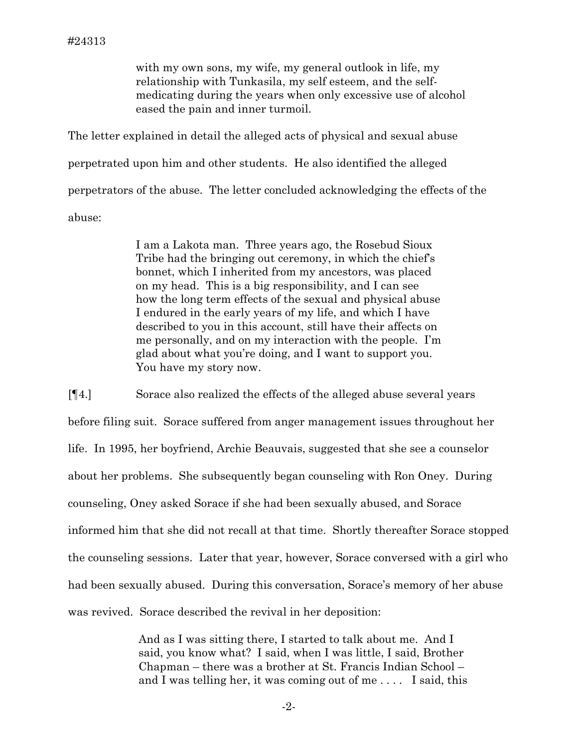> with my own sons, my wife, my general outlook in life, my relationship with Tunkasila, my self esteem, and the self-medicating during the years when only excessive use of alcohol eased the pain and inner turmoil.

The letter explained in detail the alleged acts of physical and sexual abuse perpetrated upon him and other students. He also identified the alleged perpetrators of the abuse. The letter concluded acknowledging the effects of the abuse:

> I am a Lakota man. Three years ago, the Rosebud Sioux Tribe had the bringing out ceremony, in which the chief's bonnet, which I inherited from my ancestors, was placed on my head. This is a big responsibility, and I can see how the long term effects of the sexual and physical abuse I endured in the early years of my life, and which I have described to you in this account, still have their affects on me personally, and on my interaction with the people. I'm glad about what you're doing, and I want to support you. You have my story now.

[¶4.] Sorace also realized the effects of the alleged abuse several years before filing suit. Sorace suffered from anger management issues throughout her life. In 1995, her boyfriend, Archie Beauvais, suggested that she see a counselor about her problems. She subsequently began counseling with Ron Oney. During counseling, Oney asked Sorace if she had been sexually abused, and Sorace informed him that she did not recall at that time. Shortly thereafter Sorace stopped the counseling sessions. Later that year, however, Sorace conversed with a girl who had been sexually abused. During this conversation, Sorace's memory of her abuse was revived. Sorace described the revival in her deposition:

> And as I was sitting there, I started to talk about me. And I said, you know what? I said, when I was little, I said, Brother Chapman – there was a brother at St. Francis Indian School – and I was telling her, it was coming out of me . . . . I said, this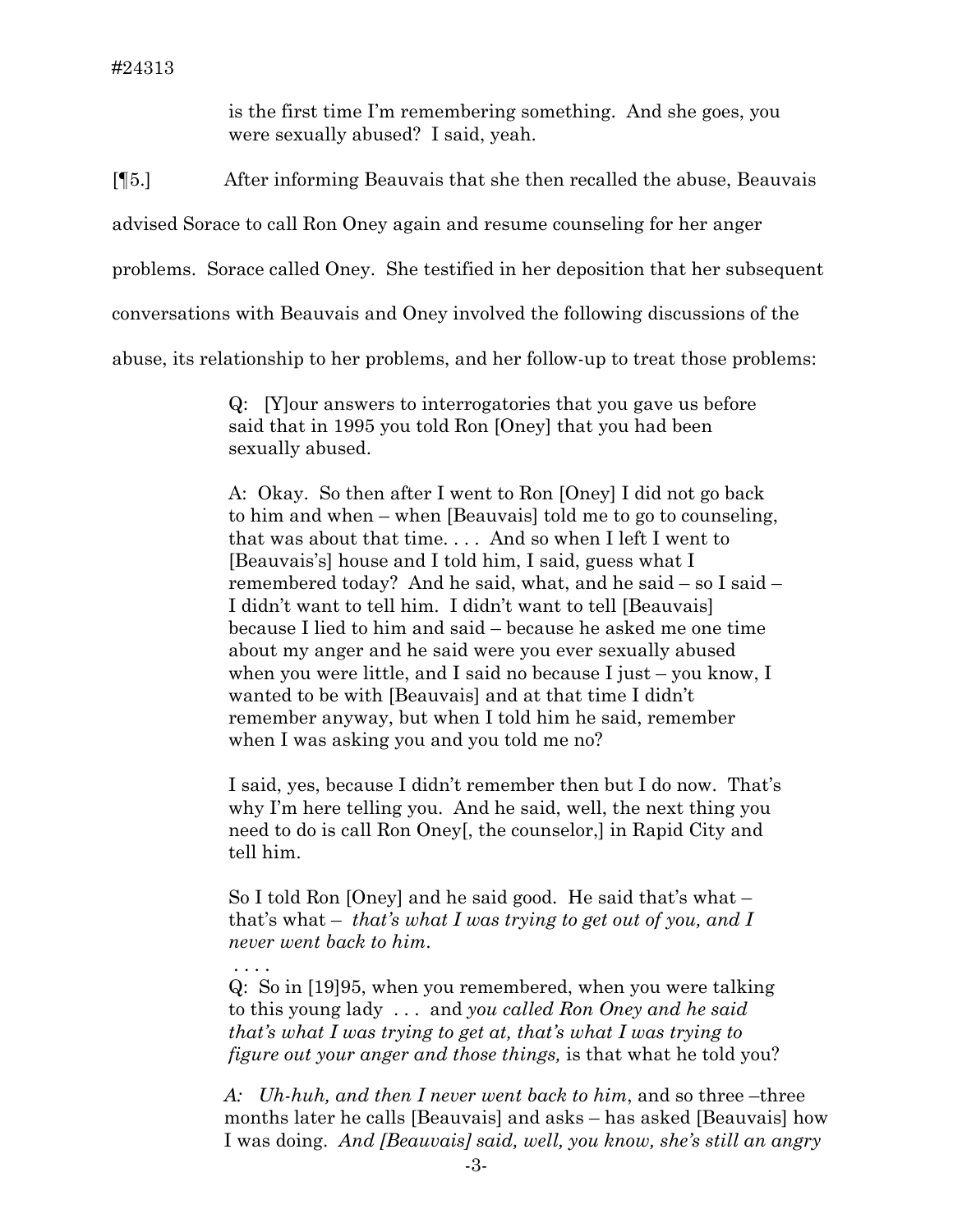is the first time I'm remembering something. And she goes, you were sexually abused? I said, yeah.

[¶5.] After informing Beauvais that she then recalled the abuse, Beauvais advised Sorace to call Ron Oney again and resume counseling for her anger problems. Sorace called Oney. She testified in her deposition that her subsequent conversations with Beauvais and Oney involved the following discussions of the abuse, its relationship to her problems, and her follow-up to treat those problems:

> Q: [Y]our answers to interrogatories that you gave us before said that in 1995 you told Ron [Oney] that you had been sexually abused.
>
> A: Okay. So then after I went to Ron [Oney] I did not go back to him and when – when [Beauvais] told me to go to counseling, that was about that time. . . . And so when I left I went to [Beauvais's] house and I told him, I said, guess what I remembered today? And he said, what, and he said – so I said – I didn't want to tell him. I didn't want to tell [Beauvais] because I lied to him and said – because he asked me one time about my anger and he said were you ever sexually abused when you were little, and I said no because I just – you know, I wanted to be with [Beauvais] and at that time I didn't remember anyway, but when I told him he said, remember when I was asking you and you told me no?
>
> I said, yes, because I didn't remember then but I do now. That's why I'm here telling you. And he said, well, the next thing you need to do is call Ron Oney[, the counselor,] in Rapid City and tell him.
>
> So I told Ron [Oney] and he said good. He said that's what – that's what – *that's what I was trying to get out of you, and I never went back to him*.
>
> . . . .
>
> Q: So in [19]95, when you remembered, when you were talking to this young lady . . . and *you called Ron Oney and he said that's what I was trying to get at, that's what I was trying to figure out your anger and those things,* is that what he told you?
>
> *A: Uh-huh, and then I never went back to him*, and so three –three months later he calls [Beauvais] and asks – has asked [Beauvais] how I was doing. *And [Beauvais] said, well, you know, she's still an angry*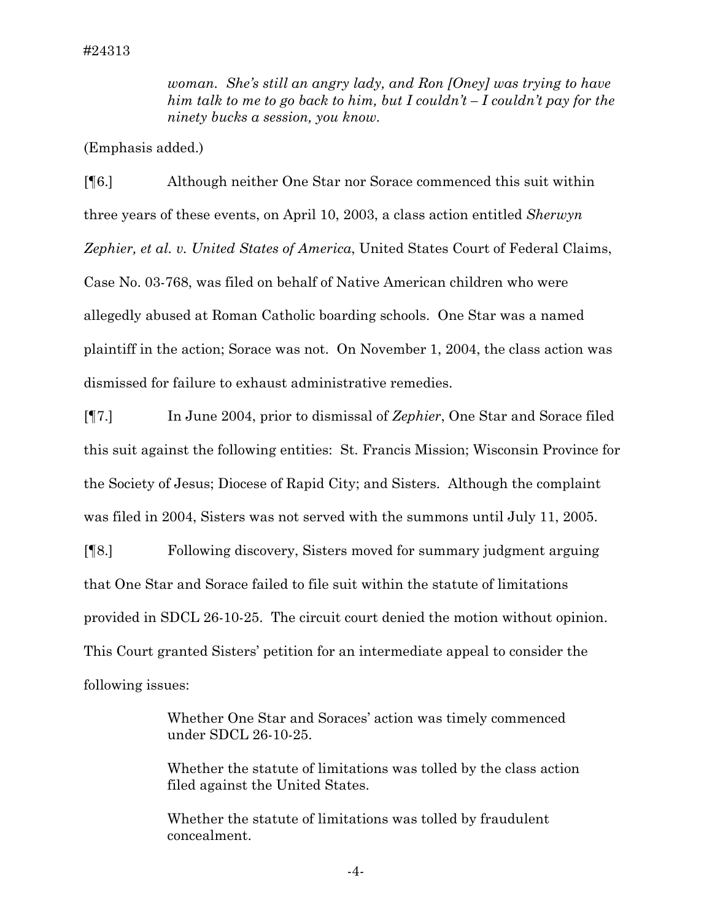> *woman. She's still an angry lady, and Ron [Oney] was trying to have him talk to me to go back to him, but I couldn't – I couldn't pay for the ninety bucks a session, you know.*

(Emphasis added.)

[¶6.] Although neither One Star nor Sorace commenced this suit within three years of these events, on April 10, 2003, a class action entitled *Sherwyn Zephier, et al. v. United States of America*, United States Court of Federal Claims, Case No. 03-768, was filed on behalf of Native American children who were allegedly abused at Roman Catholic boarding schools. One Star was a named plaintiff in the action; Sorace was not. On November 1, 2004, the class action was dismissed for failure to exhaust administrative remedies.

[¶7.] In June 2004, prior to dismissal of *Zephier*, One Star and Sorace filed this suit against the following entities: St. Francis Mission; Wisconsin Province for the Society of Jesus; Diocese of Rapid City; and Sisters. Although the complaint was filed in 2004, Sisters was not served with the summons until July 11, 2005.

[¶8.] Following discovery, Sisters moved for summary judgment arguing that One Star and Sorace failed to file suit within the statute of limitations provided in SDCL 26-10-25. The circuit court denied the motion without opinion. This Court granted Sisters' petition for an intermediate appeal to consider the following issues:

> Whether One Star and Soraces' action was timely commenced under SDCL 26-10-25.
>
> Whether the statute of limitations was tolled by the class action filed against the United States.
>
> Whether the statute of limitations was tolled by fraudulent concealment.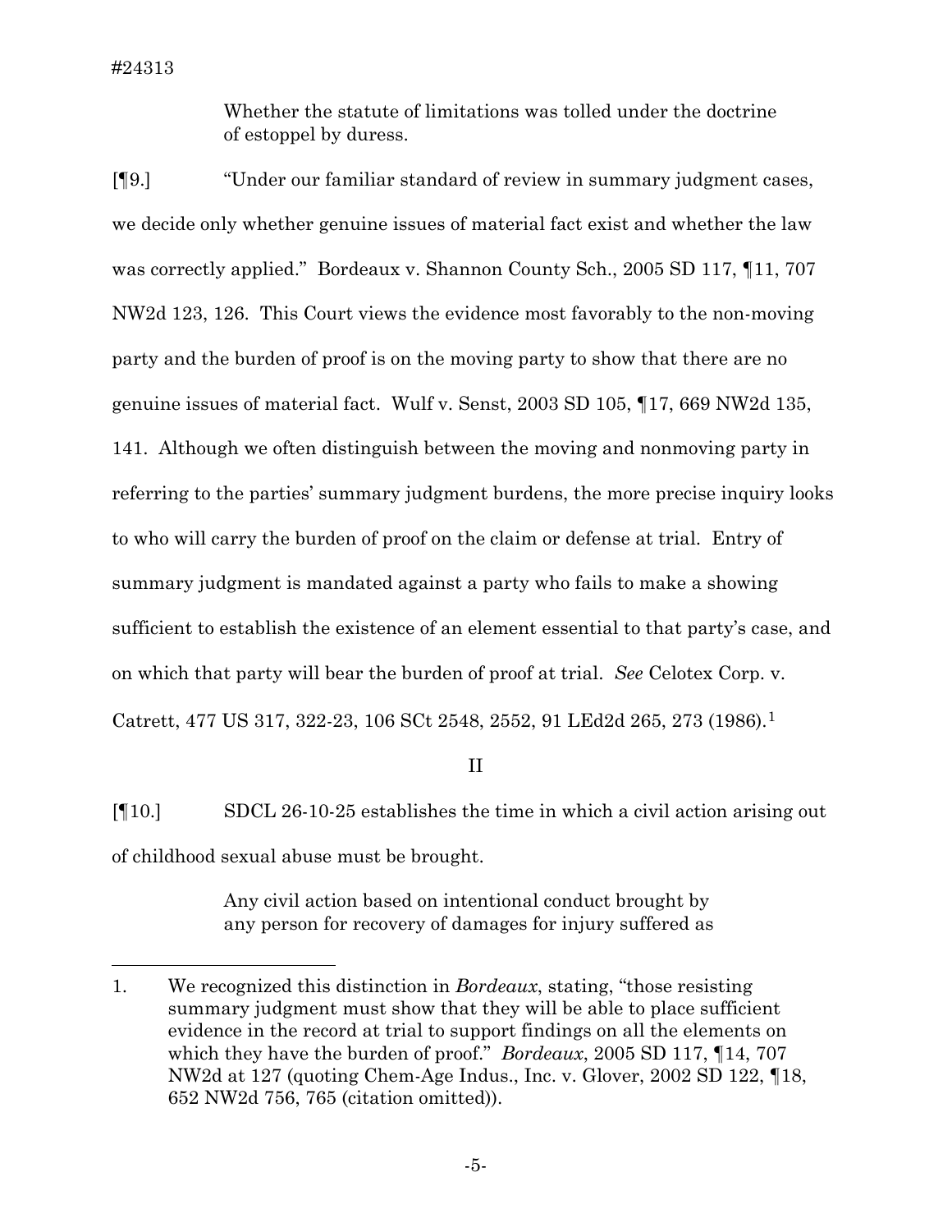Whether the statute of limitations was tolled under the doctrine of estoppel by duress.

[¶9.] "Under our familiar standard of review in summary judgment cases, we decide only whether genuine issues of material fact exist and whether the law was correctly applied." Bordeaux v. Shannon County Sch., 2005 SD 117, ¶11, 707 NW2d 123, 126. This Court views the evidence most favorably to the non-moving party and the burden of proof is on the moving party to show that there are no genuine issues of material fact. Wulf v. Senst, 2003 SD 105, ¶17, 669 NW2d 135, 141. Although we often distinguish between the moving and nonmoving party in referring to the parties' summary judgment burdens, the more precise inquiry looks to who will carry the burden of proof on the claim or defense at trial. Entry of summary judgment is mandated against a party who fails to make a showing sufficient to establish the existence of an element essential to that party's case, and on which that party will bear the burden of proof at trial. *See* Celotex Corp. v. Catrett, 477 US 317, 322-23, 106 SCt 2548, 2552, 91 LEd2d 265, 273 (1986).[1]

## II

[¶10.] SDCL 26-10-25 establishes the time in which a civil action arising out of childhood sexual abuse must be brought.

> Any civil action based on intentional conduct brought by any person for recovery of damages for injury suffered as

---

1. We recognized this distinction in *Bordeaux*, stating, "those resisting summary judgment must show that they will be able to place sufficient evidence in the record at trial to support findings on all the elements on which they have the burden of proof." *Bordeaux*, 2005 SD 117, ¶14, 707 NW2d at 127 (quoting Chem-Age Indus., Inc. v. Glover, 2002 SD 122, ¶18, 652 NW2d 756, 765 (citation omitted)).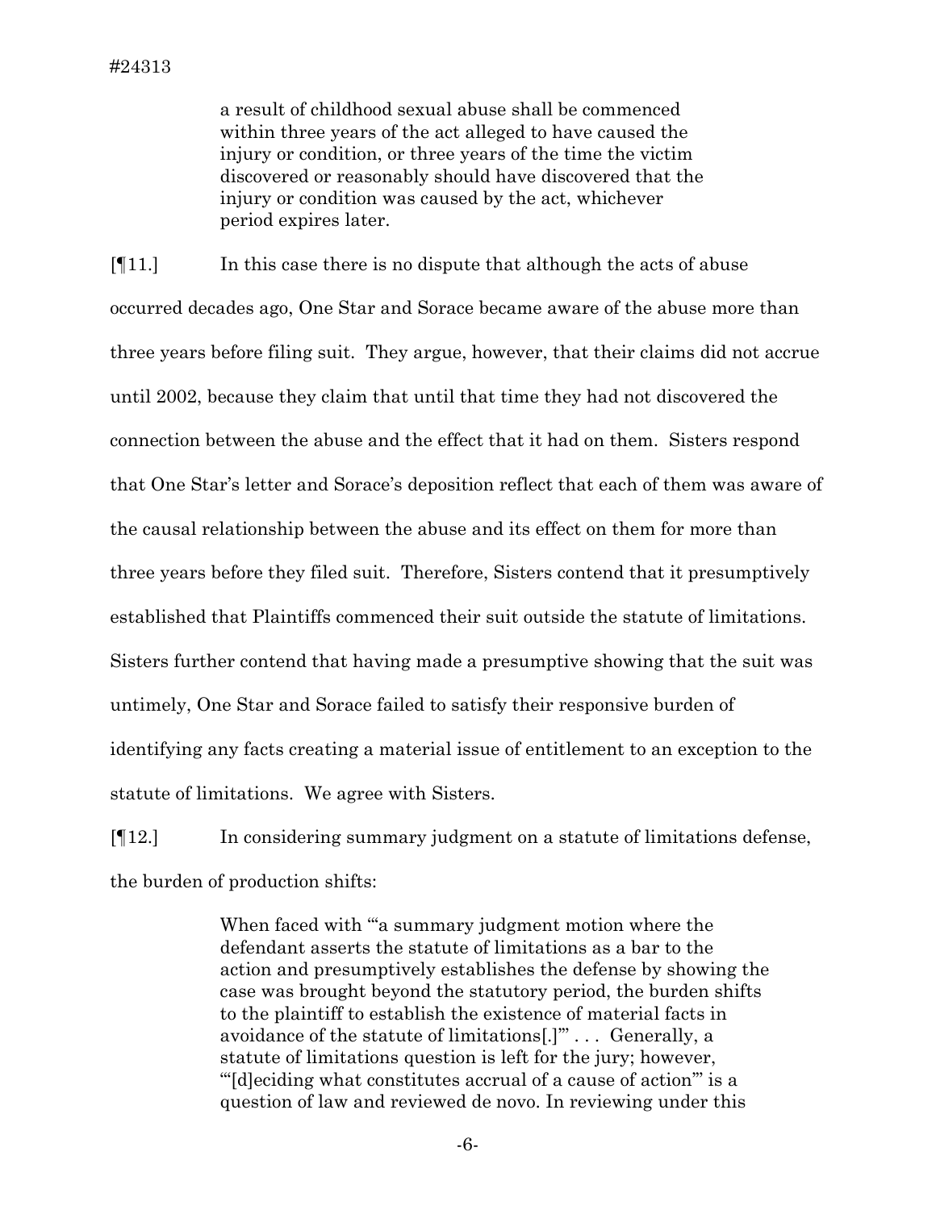> a result of childhood sexual abuse shall be commenced within three years of the act alleged to have caused the injury or condition, or three years of the time the victim discovered or reasonably should have discovered that the injury or condition was caused by the act, whichever period expires later.

[¶11.] In this case there is no dispute that although the acts of abuse occurred decades ago, One Star and Sorace became aware of the abuse more than three years before filing suit. They argue, however, that their claims did not accrue until 2002, because they claim that until that time they had not discovered the connection between the abuse and the effect that it had on them. Sisters respond that One Star's letter and Sorace's deposition reflect that each of them was aware of the causal relationship between the abuse and its effect on them for more than three years before they filed suit. Therefore, Sisters contend that it presumptively established that Plaintiffs commenced their suit outside the statute of limitations. Sisters further contend that having made a presumptive showing that the suit was untimely, One Star and Sorace failed to satisfy their responsive burden of identifying any facts creating a material issue of entitlement to an exception to the statute of limitations. We agree with Sisters.

[¶12.] In considering summary judgment on a statute of limitations defense, the burden of production shifts:

> When faced with "'a summary judgment motion where the defendant asserts the statute of limitations as a bar to the action and presumptively establishes the defense by showing the case was brought beyond the statutory period, the burden shifts to the plaintiff to establish the existence of material facts in avoidance of the statute of limitations[.]'" . . . Generally, a statute of limitations question is left for the jury; however, "'[d]eciding what constitutes accrual of a cause of action'" is a question of law and reviewed de novo. In reviewing under this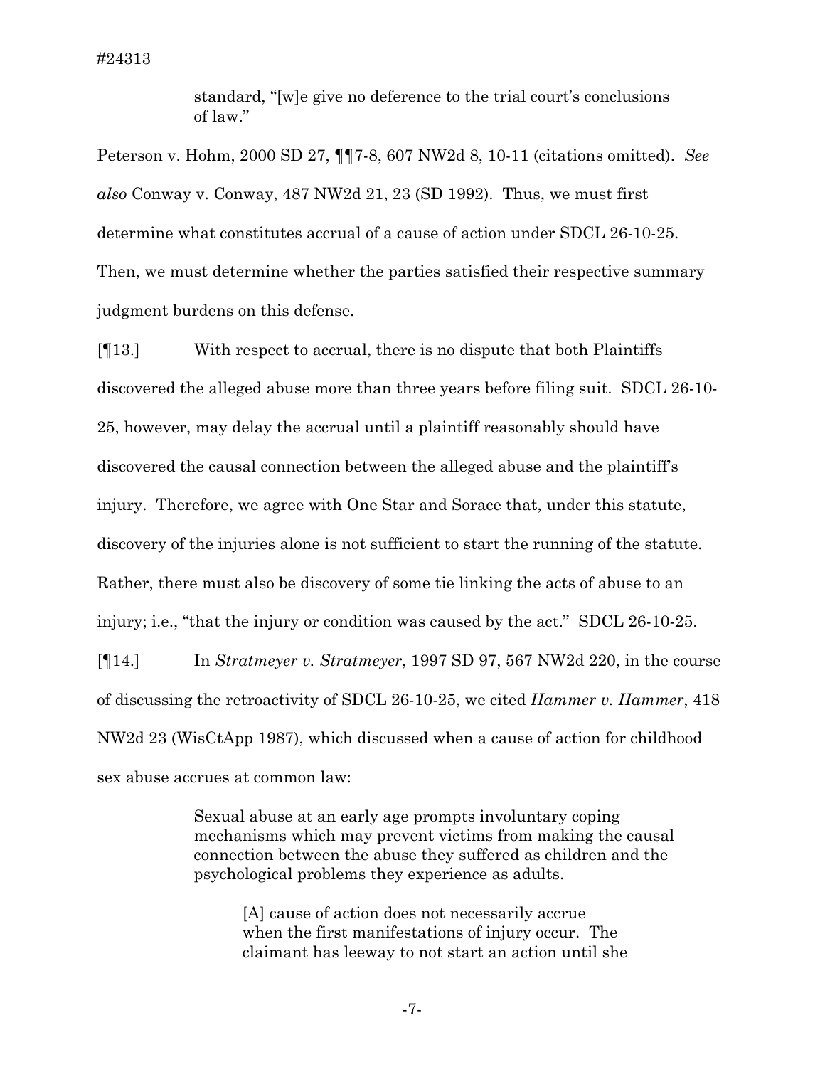> standard, "[w]e give no deference to the trial court's conclusions of law."

Peterson v. Hohm, 2000 SD 27, ¶¶7-8, 607 NW2d 8, 10-11 (citations omitted). *See also* Conway v. Conway, 487 NW2d 21, 23 (SD 1992). Thus, we must first determine what constitutes accrual of a cause of action under SDCL 26-10-25. Then, we must determine whether the parties satisfied their respective summary judgment burdens on this defense.

[¶13.] With respect to accrual, there is no dispute that both Plaintiffs discovered the alleged abuse more than three years before filing suit. SDCL 26-10-25, however, may delay the accrual until a plaintiff reasonably should have discovered the causal connection between the alleged abuse and the plaintiff's injury. Therefore, we agree with One Star and Sorace that, under this statute, discovery of the injuries alone is not sufficient to start the running of the statute. Rather, there must also be discovery of some tie linking the acts of abuse to an injury; i.e., "that the injury or condition was caused by the act." SDCL 26-10-25.

[¶14.] In *Stratmeyer v. Stratmeyer*, 1997 SD 97, 567 NW2d 220, in the course of discussing the retroactivity of SDCL 26-10-25, we cited *Hammer v. Hammer*, 418 NW2d 23 (WisCtApp 1987), which discussed when a cause of action for childhood sex abuse accrues at common law:

> Sexual abuse at an early age prompts involuntary coping mechanisms which may prevent victims from making the causal connection between the abuse they suffered as children and the psychological problems they experience as adults.
>
> > [A] cause of action does not necessarily accrue when the first manifestations of injury occur. The claimant has leeway to not start an action until she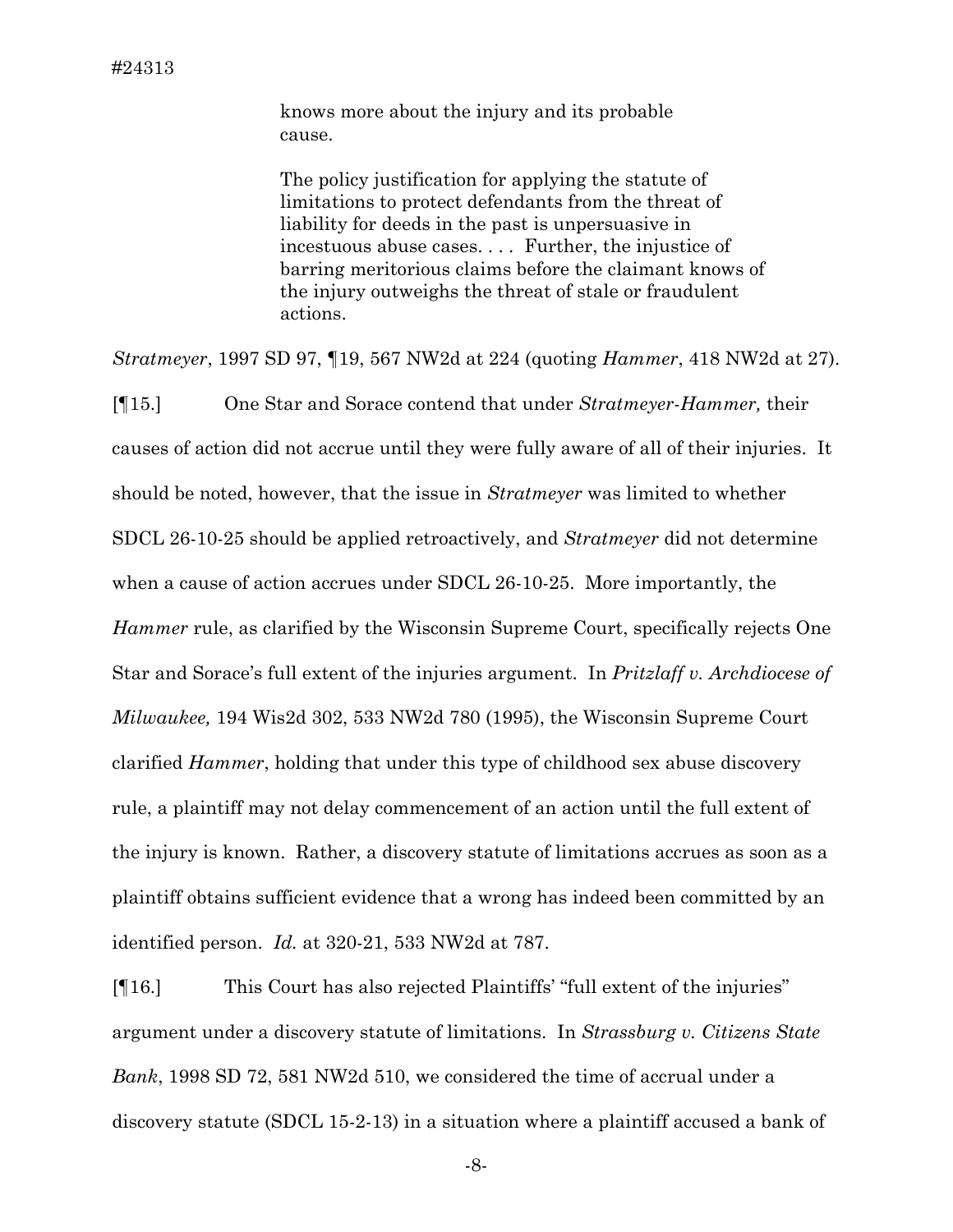> knows more about the injury and its probable cause.
>
> The policy justification for applying the statute of limitations to protect defendants from the threat of liability for deeds in the past is unpersuasive in incestuous abuse cases. . . . Further, the injustice of barring meritorious claims before the claimant knows of the injury outweighs the threat of stale or fraudulent actions.

*Stratmeyer*, 1997 SD 97, ¶19, 567 NW2d at 224 (quoting *Hammer*, 418 NW2d at 27).

[¶15.] One Star and Sorace contend that under *Stratmeyer-Hammer,* their causes of action did not accrue until they were fully aware of all of their injuries. It should be noted, however, that the issue in *Stratmeyer* was limited to whether SDCL 26-10-25 should be applied retroactively, and *Stratmeyer* did not determine when a cause of action accrues under SDCL 26-10-25. More importantly, the *Hammer* rule, as clarified by the Wisconsin Supreme Court, specifically rejects One Star and Sorace's full extent of the injuries argument. In *Pritzlaff v. Archdiocese of Milwaukee,* 194 Wis2d 302, 533 NW2d 780 (1995), the Wisconsin Supreme Court clarified *Hammer*, holding that under this type of childhood sex abuse discovery rule, a plaintiff may not delay commencement of an action until the full extent of the injury is known. Rather, a discovery statute of limitations accrues as soon as a plaintiff obtains sufficient evidence that a wrong has indeed been committed by an identified person. *Id.* at 320-21, 533 NW2d at 787.

[¶16.] This Court has also rejected Plaintiffs' "full extent of the injuries" argument under a discovery statute of limitations. In *Strassburg v. Citizens State Bank*, 1998 SD 72, 581 NW2d 510, we considered the time of accrual under a discovery statute (SDCL 15-2-13) in a situation where a plaintiff accused a bank of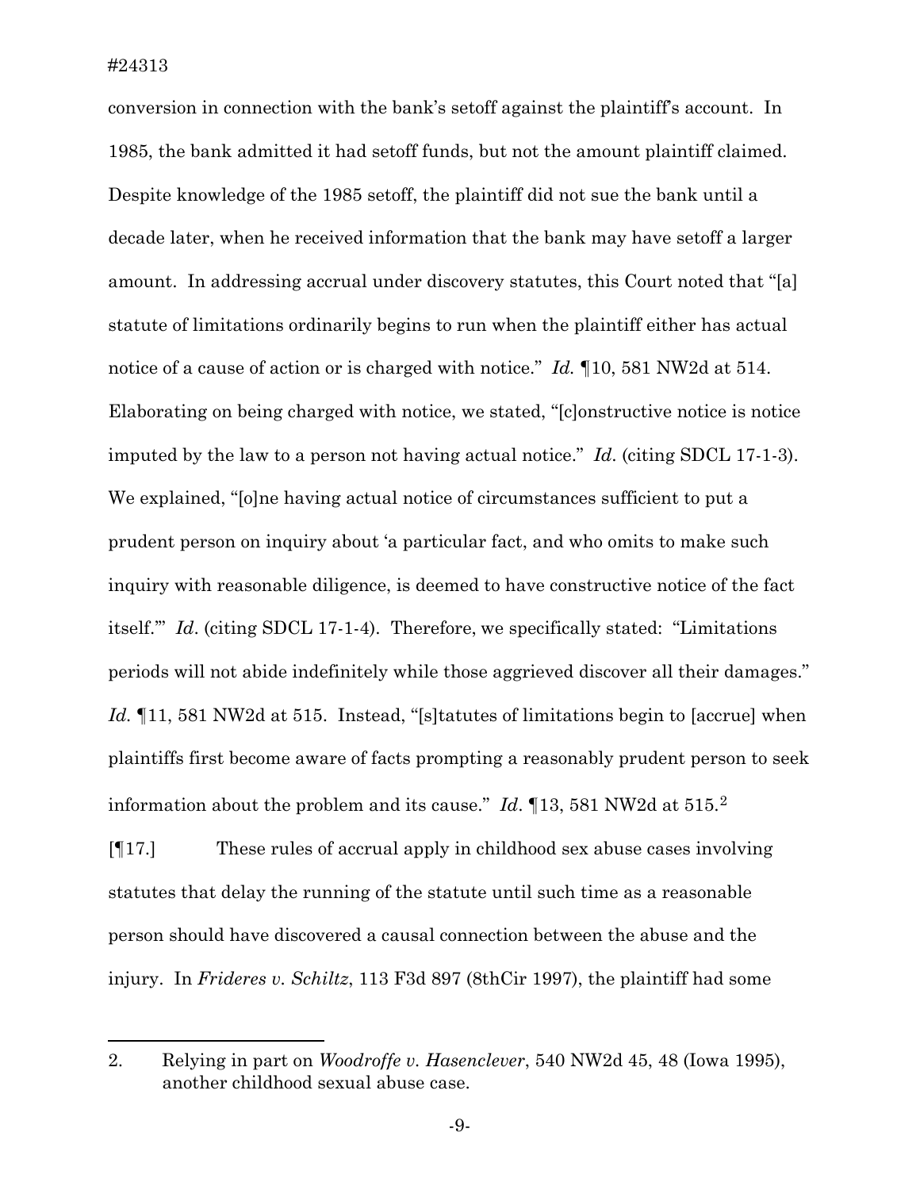conversion in connection with the bank's setoff against the plaintiff's account. In 1985, the bank admitted it had setoff funds, but not the amount plaintiff claimed. Despite knowledge of the 1985 setoff, the plaintiff did not sue the bank until a decade later, when he received information that the bank may have setoff a larger amount. In addressing accrual under discovery statutes, this Court noted that "[a] statute of limitations ordinarily begins to run when the plaintiff either has actual notice of a cause of action or is charged with notice." *Id.* ¶10, 581 NW2d at 514. Elaborating on being charged with notice, we stated, "[c]onstructive notice is notice imputed by the law to a person not having actual notice." *Id*. (citing SDCL 17-1-3). We explained, "[o]ne having actual notice of circumstances sufficient to put a prudent person on inquiry about 'a particular fact, and who omits to make such inquiry with reasonable diligence, is deemed to have constructive notice of the fact itself.'" *Id*. (citing SDCL 17-1-4). Therefore, we specifically stated: "Limitations periods will not abide indefinitely while those aggrieved discover all their damages." *Id.* ¶11, 581 NW2d at 515. Instead, "[s]tatutes of limitations begin to [accrue] when plaintiffs first become aware of facts prompting a reasonably prudent person to seek information about the problem and its cause." *Id*. ¶13, 581 NW2d at 515.[2]

[¶17.] These rules of accrual apply in childhood sex abuse cases involving statutes that delay the running of the statute until such time as a reasonable person should have discovered a causal connection between the abuse and the injury. In *Frideres v. Schiltz*, 113 F3d 897 (8thCir 1997), the plaintiff had some

---

2. Relying in part on *Woodroffe v. Hasenclever*, 540 NW2d 45, 48 (Iowa 1995), another childhood sexual abuse case.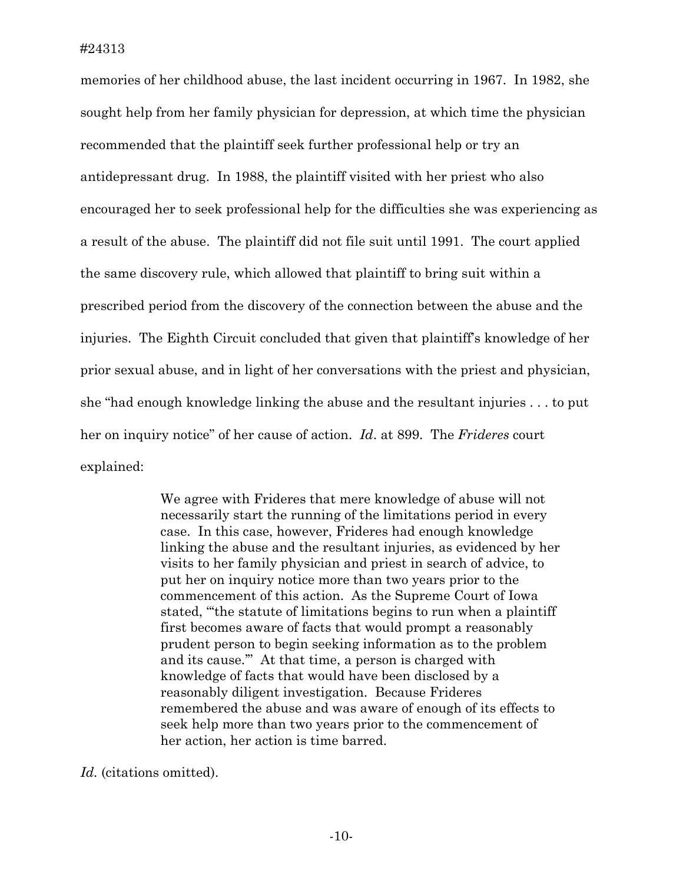memories of her childhood abuse, the last incident occurring in 1967. In 1982, she sought help from her family physician for depression, at which time the physician recommended that the plaintiff seek further professional help or try an antidepressant drug. In 1988, the plaintiff visited with her priest who also encouraged her to seek professional help for the difficulties she was experiencing as a result of the abuse. The plaintiff did not file suit until 1991. The court applied the same discovery rule, which allowed that plaintiff to bring suit within a prescribed period from the discovery of the connection between the abuse and the injuries. The Eighth Circuit concluded that given that plaintiff's knowledge of her prior sexual abuse, and in light of her conversations with the priest and physician, she "had enough knowledge linking the abuse and the resultant injuries . . . to put her on inquiry notice" of her cause of action. *Id*. at 899. The *Frideres* court explained:

> We agree with Frideres that mere knowledge of abuse will not necessarily start the running of the limitations period in every case. In this case, however, Frideres had enough knowledge linking the abuse and the resultant injuries, as evidenced by her visits to her family physician and priest in search of advice, to put her on inquiry notice more than two years prior to the commencement of this action. As the Supreme Court of Iowa stated, "'the statute of limitations begins to run when a plaintiff first becomes aware of facts that would prompt a reasonably prudent person to begin seeking information as to the problem and its cause.'" At that time, a person is charged with knowledge of facts that would have been disclosed by a reasonably diligent investigation. Because Frideres remembered the abuse and was aware of enough of its effects to seek help more than two years prior to the commencement of her action, her action is time barred.

*Id.* (citations omitted).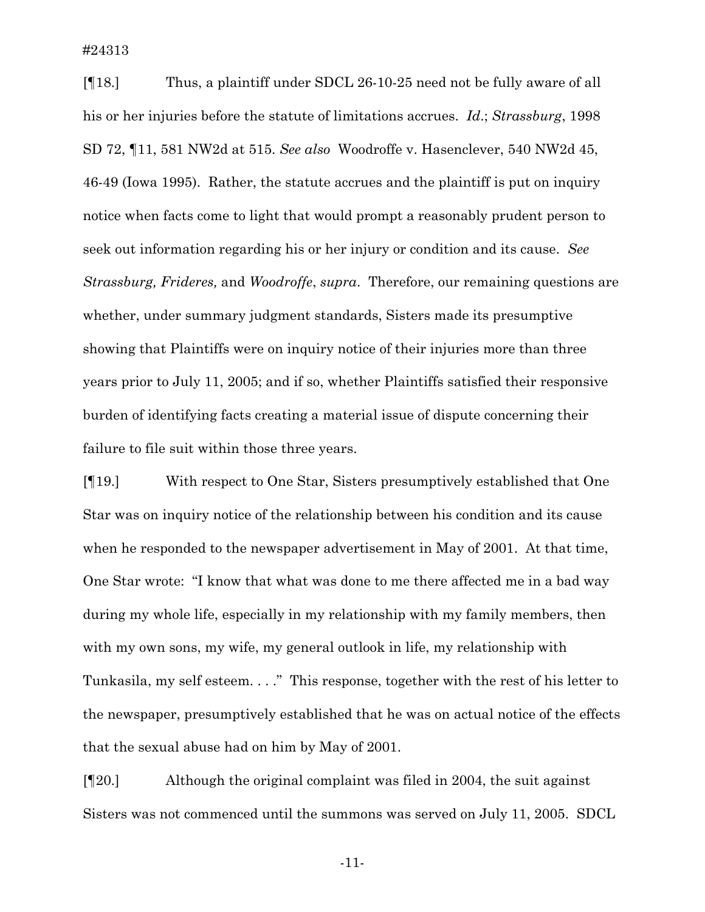[¶18.] Thus, a plaintiff under SDCL 26-10-25 need not be fully aware of all his or her injuries before the statute of limitations accrues. *Id.*; *Strassburg*, 1998 SD 72, ¶11, 581 NW2d at 515. *See also* Woodroffe v. Hasenclever, 540 NW2d 45, 46-49 (Iowa 1995). Rather, the statute accrues and the plaintiff is put on inquiry notice when facts come to light that would prompt a reasonably prudent person to seek out information regarding his or her injury or condition and its cause. *See Strassburg, Frideres,* and *Woodroffe*, *supra*. Therefore, our remaining questions are whether, under summary judgment standards, Sisters made its presumptive showing that Plaintiffs were on inquiry notice of their injuries more than three years prior to July 11, 2005; and if so, whether Plaintiffs satisfied their responsive burden of identifying facts creating a material issue of dispute concerning their failure to file suit within those three years.

[¶19.] With respect to One Star, Sisters presumptively established that One Star was on inquiry notice of the relationship between his condition and its cause when he responded to the newspaper advertisement in May of 2001. At that time, One Star wrote: "I know that what was done to me there affected me in a bad way during my whole life, especially in my relationship with my family members, then with my own sons, my wife, my general outlook in life, my relationship with Tunkasila, my self esteem. . . ." This response, together with the rest of his letter to the newspaper, presumptively established that he was on actual notice of the effects that the sexual abuse had on him by May of 2001.

[¶20.] Although the original complaint was filed in 2004, the suit against Sisters was not commenced until the summons was served on July 11, 2005. SDCL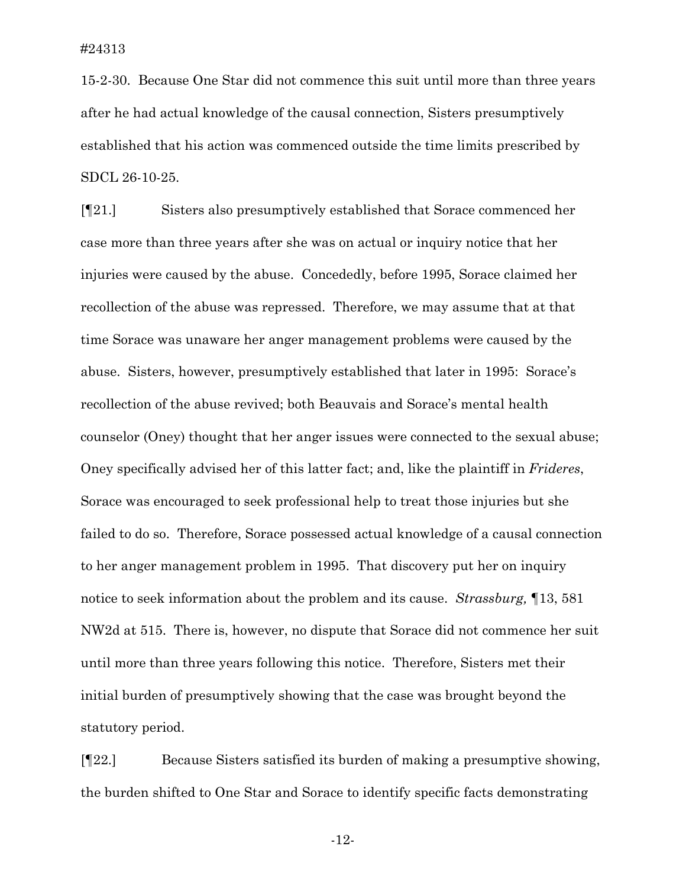15-2-30. Because One Star did not commence this suit until more than three years after he had actual knowledge of the causal connection, Sisters presumptively established that his action was commenced outside the time limits prescribed by SDCL 26-10-25.

[¶21.] Sisters also presumptively established that Sorace commenced her case more than three years after she was on actual or inquiry notice that her injuries were caused by the abuse. Concededly, before 1995, Sorace claimed her recollection of the abuse was repressed. Therefore, we may assume that at that time Sorace was unaware her anger management problems were caused by the abuse. Sisters, however, presumptively established that later in 1995: Sorace's recollection of the abuse revived; both Beauvais and Sorace's mental health counselor (Oney) thought that her anger issues were connected to the sexual abuse; Oney specifically advised her of this latter fact; and, like the plaintiff in *Frideres*, Sorace was encouraged to seek professional help to treat those injuries but she failed to do so. Therefore, Sorace possessed actual knowledge of a causal connection to her anger management problem in 1995. That discovery put her on inquiry notice to seek information about the problem and its cause. *Strassburg,* ¶13, 581 NW2d at 515. There is, however, no dispute that Sorace did not commence her suit until more than three years following this notice. Therefore, Sisters met their initial burden of presumptively showing that the case was brought beyond the statutory period.

[¶22.] Because Sisters satisfied its burden of making a presumptive showing, the burden shifted to One Star and Sorace to identify specific facts demonstrating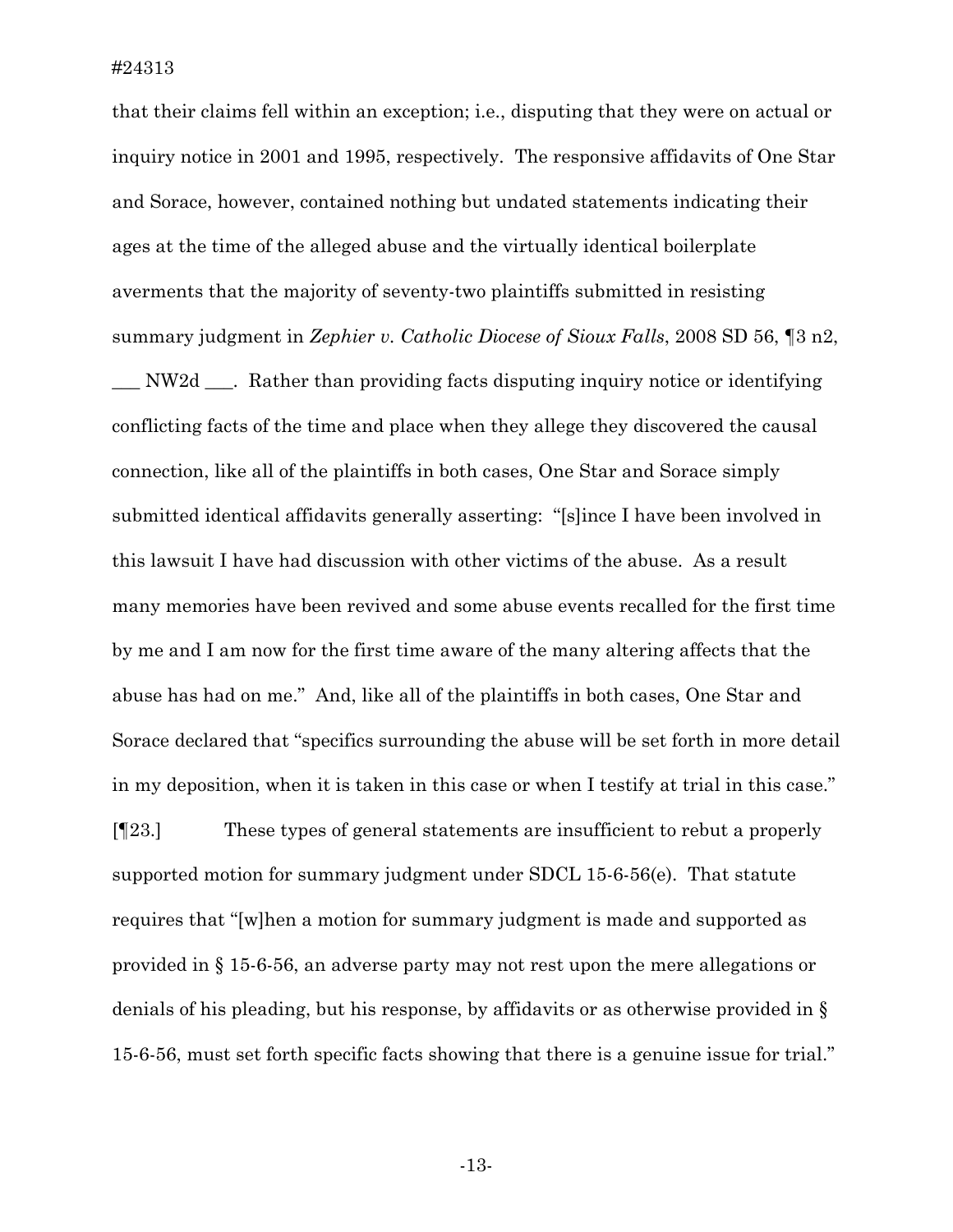that their claims fell within an exception; i.e., disputing that they were on actual or inquiry notice in 2001 and 1995, respectively. The responsive affidavits of One Star and Sorace, however, contained nothing but undated statements indicating their ages at the time of the alleged abuse and the virtually identical boilerplate averments that the majority of seventy-two plaintiffs submitted in resisting summary judgment in *Zephier v. Catholic Diocese of Sioux Falls*, 2008 SD 56, ¶3 n2, ___ NW2d ___. Rather than providing facts disputing inquiry notice or identifying conflicting facts of the time and place when they allege they discovered the causal connection, like all of the plaintiffs in both cases, One Star and Sorace simply submitted identical affidavits generally asserting: "[s]ince I have been involved in this lawsuit I have had discussion with other victims of the abuse. As a result many memories have been revived and some abuse events recalled for the first time by me and I am now for the first time aware of the many altering affects that the abuse has had on me." And, like all of the plaintiffs in both cases, One Star and Sorace declared that "specifics surrounding the abuse will be set forth in more detail in my deposition, when it is taken in this case or when I testify at trial in this case."

[¶23.] These types of general statements are insufficient to rebut a properly supported motion for summary judgment under SDCL 15-6-56(e). That statute requires that "[w]hen a motion for summary judgment is made and supported as provided in § 15-6-56, an adverse party may not rest upon the mere allegations or denials of his pleading, but his response, by affidavits or as otherwise provided in § 15-6-56, must set forth specific facts showing that there is a genuine issue for trial."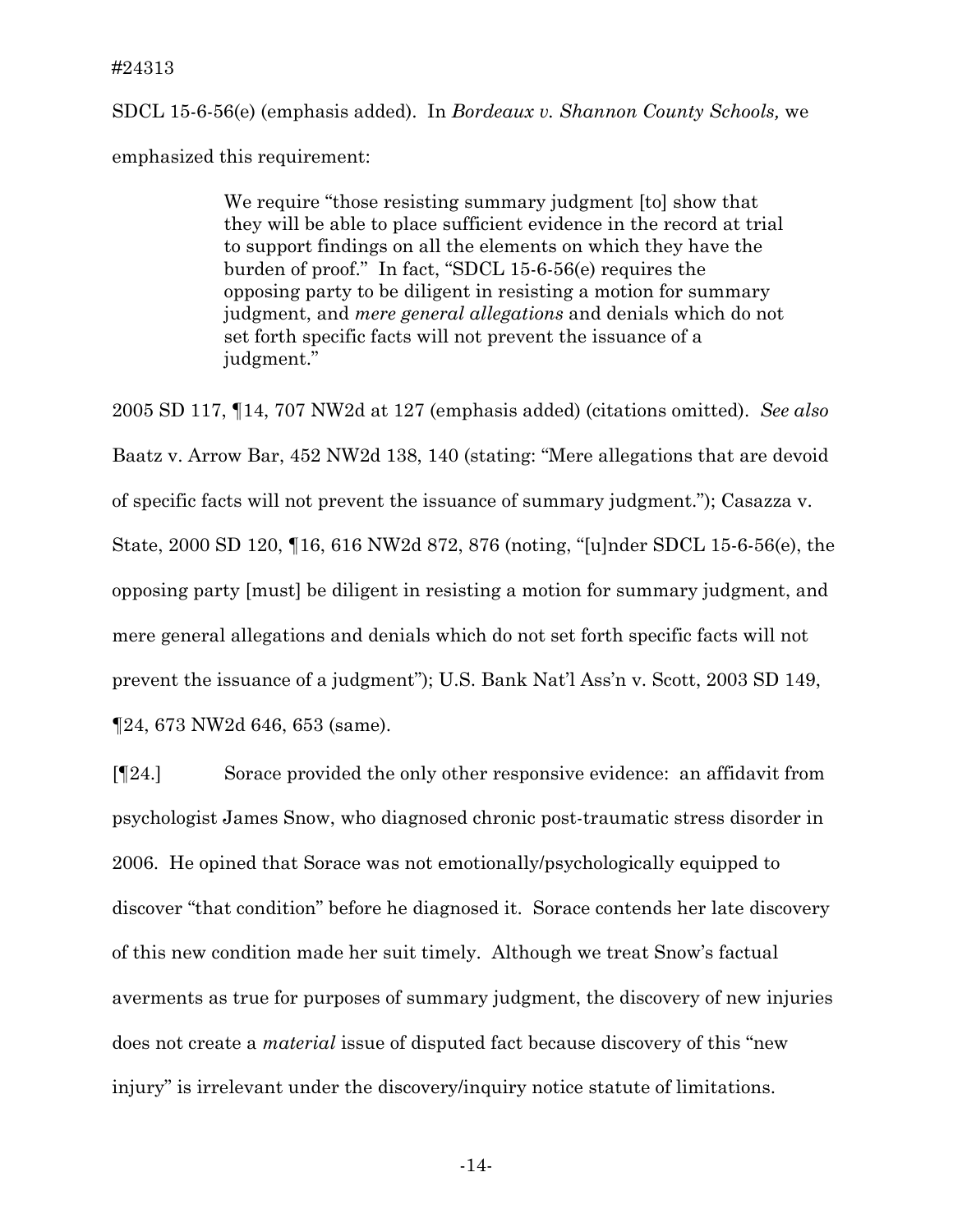SDCL 15-6-56(e) (emphasis added). In *Bordeaux v. Shannon County Schools,* we emphasized this requirement:

> We require "those resisting summary judgment [to] show that they will be able to place sufficient evidence in the record at trial to support findings on all the elements on which they have the burden of proof." In fact, "SDCL 15-6-56(e) requires the opposing party to be diligent in resisting a motion for summary judgment, and *mere general allegations* and denials which do not set forth specific facts will not prevent the issuance of a judgment."

2005 SD 117, ¶14, 707 NW2d at 127 (emphasis added) (citations omitted). *See also* Baatz v. Arrow Bar, 452 NW2d 138, 140 (stating: "Mere allegations that are devoid of specific facts will not prevent the issuance of summary judgment."); Casazza v. State, 2000 SD 120, ¶16, 616 NW2d 872, 876 (noting, "[u]nder SDCL 15-6-56(e), the opposing party [must] be diligent in resisting a motion for summary judgment, and mere general allegations and denials which do not set forth specific facts will not prevent the issuance of a judgment"); U.S. Bank Nat'l Ass'n v. Scott, 2003 SD 149, ¶24, 673 NW2d 646, 653 (same).

[¶24.] Sorace provided the only other responsive evidence: an affidavit from psychologist James Snow, who diagnosed chronic post-traumatic stress disorder in 2006. He opined that Sorace was not emotionally/psychologically equipped to discover "that condition" before he diagnosed it. Sorace contends her late discovery of this new condition made her suit timely. Although we treat Snow's factual averments as true for purposes of summary judgment, the discovery of new injuries does not create a *material* issue of disputed fact because discovery of this "new injury" is irrelevant under the discovery/inquiry notice statute of limitations.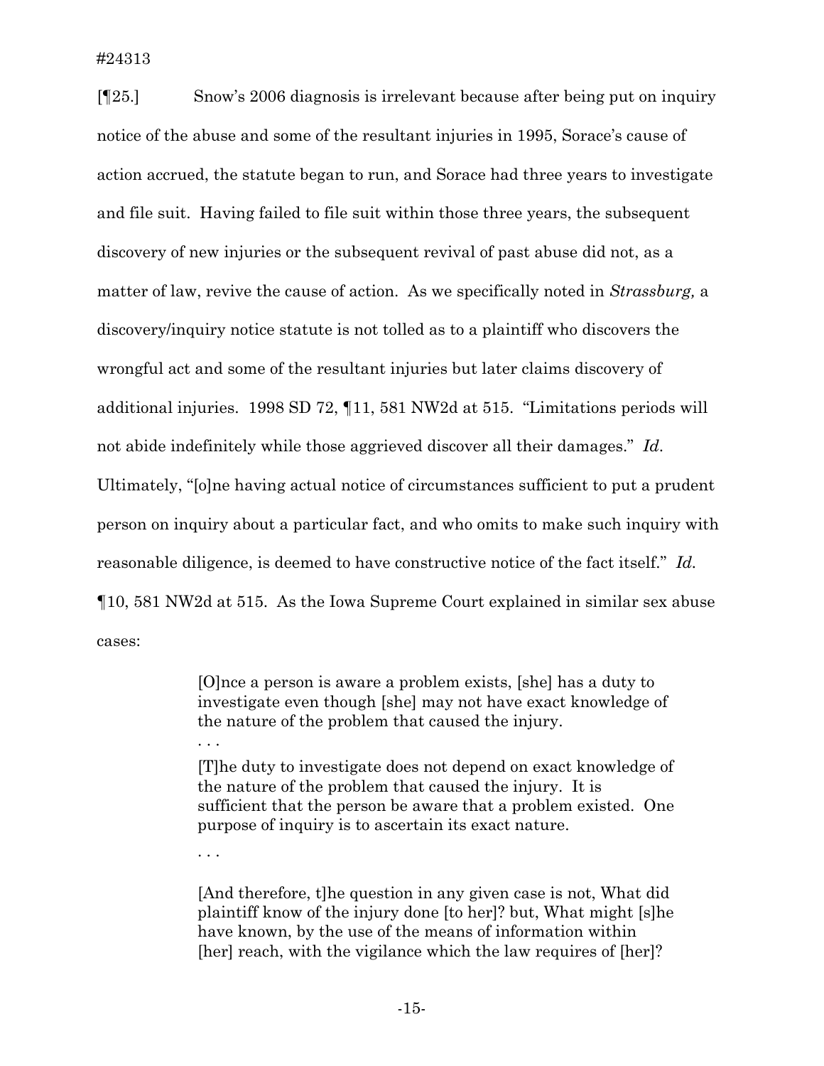[¶25.] Snow's 2006 diagnosis is irrelevant because after being put on inquiry notice of the abuse and some of the resultant injuries in 1995, Sorace's cause of action accrued, the statute began to run, and Sorace had three years to investigate and file suit. Having failed to file suit within those three years, the subsequent discovery of new injuries or the subsequent revival of past abuse did not, as a matter of law, revive the cause of action. As we specifically noted in *Strassburg,* a discovery/inquiry notice statute is not tolled as to a plaintiff who discovers the wrongful act and some of the resultant injuries but later claims discovery of additional injuries. 1998 SD 72, ¶11, 581 NW2d at 515. "Limitations periods will not abide indefinitely while those aggrieved discover all their damages." *Id*. Ultimately, "[o]ne having actual notice of circumstances sufficient to put a prudent person on inquiry about a particular fact, and who omits to make such inquiry with reasonable diligence, is deemed to have constructive notice of the fact itself." *Id*. ¶10, 581 NW2d at 515. As the Iowa Supreme Court explained in similar sex abuse cases:

> [O]nce a person is aware a problem exists, [she] has a duty to investigate even though [she] may not have exact knowledge of the nature of the problem that caused the injury.
>
> . . .
>
> [T]he duty to investigate does not depend on exact knowledge of the nature of the problem that caused the injury. It is sufficient that the person be aware that a problem existed. One purpose of inquiry is to ascertain its exact nature.
>
> . . .
>
> [And therefore, t]he question in any given case is not, What did plaintiff know of the injury done [to her]? but, What might [s]he have known, by the use of the means of information within [her] reach, with the vigilance which the law requires of [her]?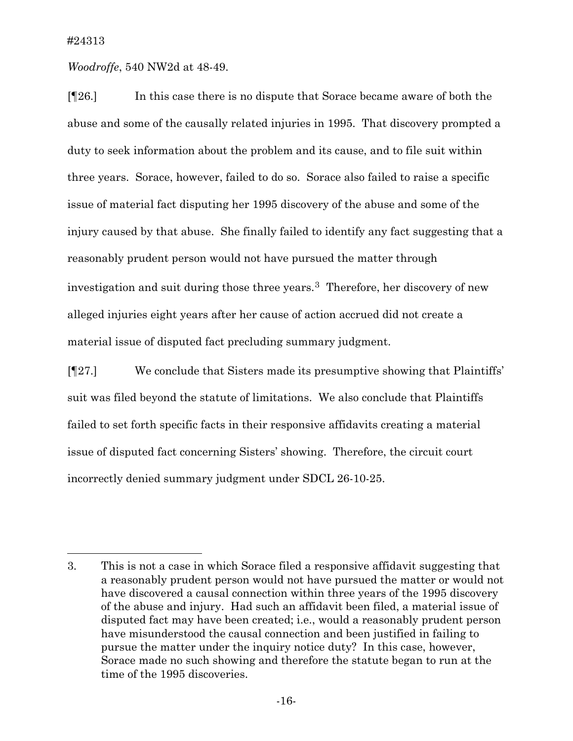*Woodroffe*, 540 NW2d at 48-49.

[¶26.] In this case there is no dispute that Sorace became aware of both the abuse and some of the causally related injuries in 1995. That discovery prompted a duty to seek information about the problem and its cause, and to file suit within three years. Sorace, however, failed to do so. Sorace also failed to raise a specific issue of material fact disputing her 1995 discovery of the abuse and some of the injury caused by that abuse. She finally failed to identify any fact suggesting that a reasonably prudent person would not have pursued the matter through investigation and suit during those three years.[3] Therefore, her discovery of new alleged injuries eight years after her cause of action accrued did not create a material issue of disputed fact precluding summary judgment.

[¶27.] We conclude that Sisters made its presumptive showing that Plaintiffs' suit was filed beyond the statute of limitations. We also conclude that Plaintiffs failed to set forth specific facts in their responsive affidavits creating a material issue of disputed fact concerning Sisters' showing. Therefore, the circuit court incorrectly denied summary judgment under SDCL 26-10-25.

---

3. This is not a case in which Sorace filed a responsive affidavit suggesting that a reasonably prudent person would not have pursued the matter or would not have discovered a causal connection within three years of the 1995 discovery of the abuse and injury. Had such an affidavit been filed, a material issue of disputed fact may have been created; i.e., would a reasonably prudent person have misunderstood the causal connection and been justified in failing to pursue the matter under the inquiry notice duty? In this case, however, Sorace made no such showing and therefore the statute began to run at the time of the 1995 discoveries.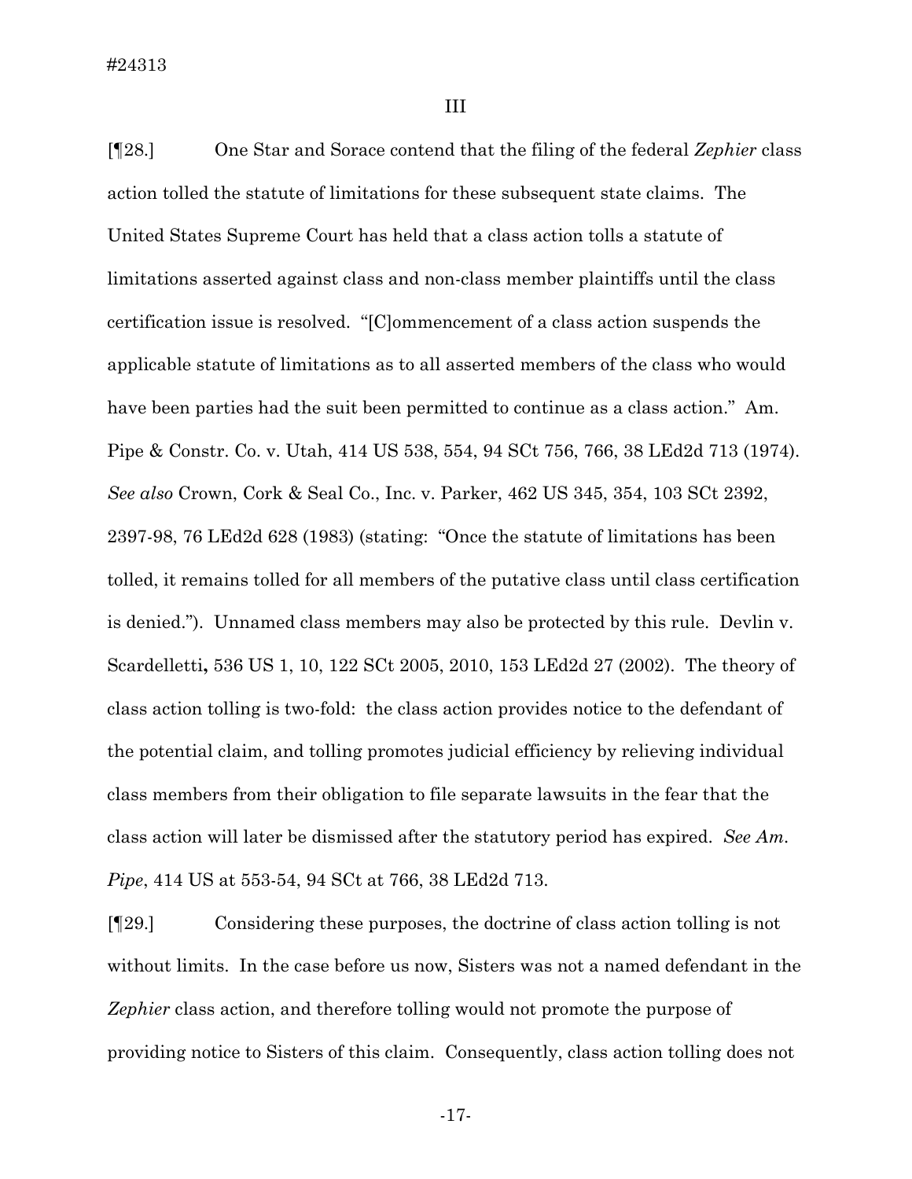III

[¶28.] One Star and Sorace contend that the filing of the federal *Zephier* class action tolled the statute of limitations for these subsequent state claims. The United States Supreme Court has held that a class action tolls a statute of limitations asserted against class and non-class member plaintiffs until the class certification issue is resolved. "[C]ommencement of a class action suspends the applicable statute of limitations as to all asserted members of the class who would have been parties had the suit been permitted to continue as a class action." Am. Pipe & Constr. Co. v. Utah, 414 US 538, 554, 94 SCt 756, 766, 38 LEd2d 713 (1974). *See also* Crown, Cork & Seal Co., Inc. v. Parker, 462 US 345, 354, 103 SCt 2392, 2397-98, 76 LEd2d 628 (1983) (stating: "Once the statute of limitations has been tolled, it remains tolled for all members of the putative class until class certification is denied."). Unnamed class members may also be protected by this rule. Devlin v. Scardelletti**,** 536 US 1, 10, 122 SCt 2005, 2010, 153 LEd2d 27 (2002). The theory of class action tolling is two-fold: the class action provides notice to the defendant of the potential claim, and tolling promotes judicial efficiency by relieving individual class members from their obligation to file separate lawsuits in the fear that the class action will later be dismissed after the statutory period has expired. *See Am. Pipe*, 414 US at 553-54, 94 SCt at 766, 38 LEd2d 713.

[¶29.] Considering these purposes, the doctrine of class action tolling is not without limits. In the case before us now, Sisters was not a named defendant in the *Zephier* class action, and therefore tolling would not promote the purpose of providing notice to Sisters of this claim. Consequently, class action tolling does not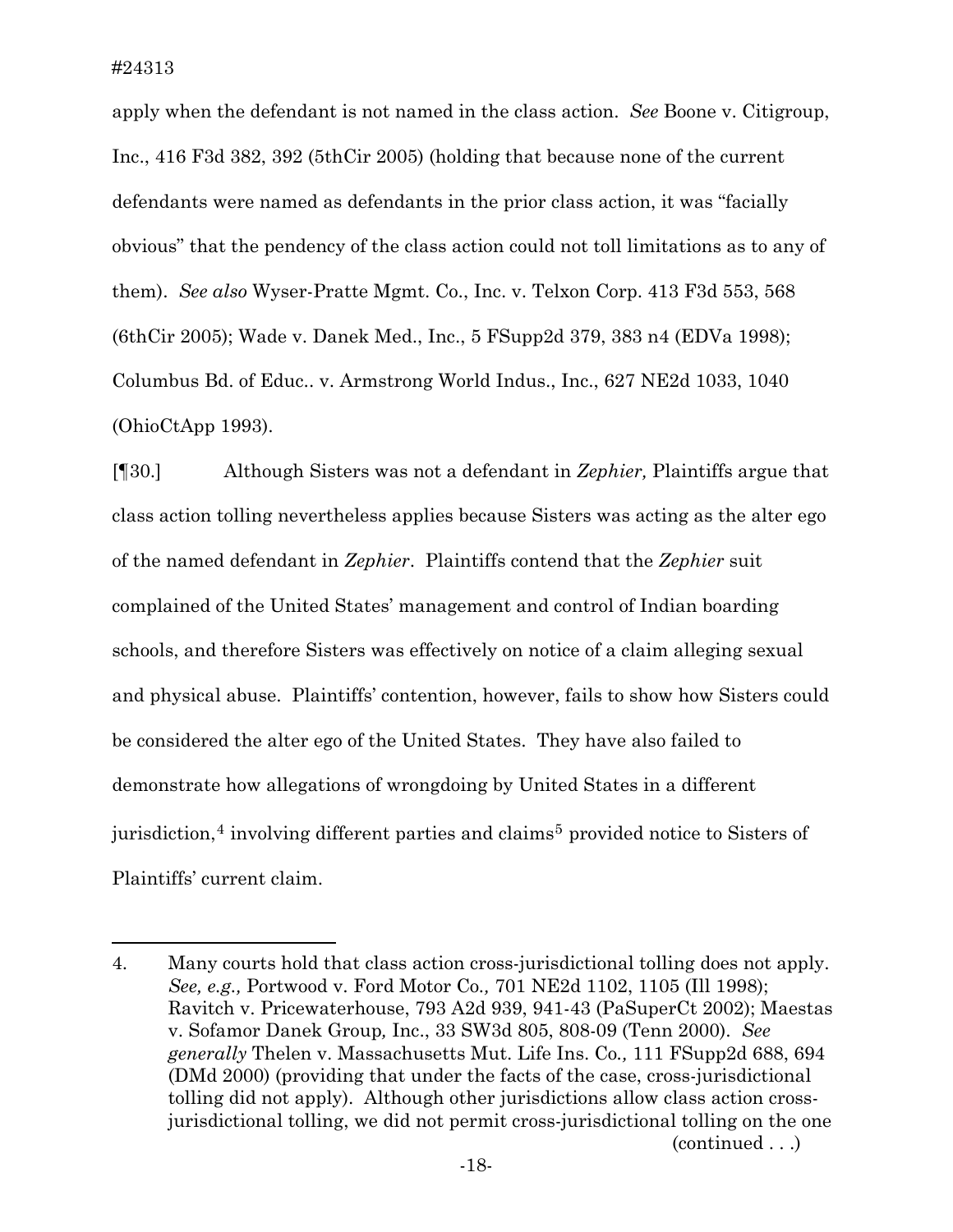apply when the defendant is not named in the class action. *See* Boone v. Citigroup, Inc., 416 F3d 382, 392 (5thCir 2005) (holding that because none of the current defendants were named as defendants in the prior class action, it was "facially obvious" that the pendency of the class action could not toll limitations as to any of them). *See also* Wyser-Pratte Mgmt. Co., Inc. v. Telxon Corp. 413 F3d 553, 568 (6thCir 2005); Wade v. Danek Med., Inc., 5 FSupp2d 379, 383 n4 (EDVa 1998); Columbus Bd. of Educ.. v. Armstrong World Indus., Inc., 627 NE2d 1033, 1040 (OhioCtApp 1993).

[¶30.] Although Sisters was not a defendant in *Zephier,* Plaintiffs argue that class action tolling nevertheless applies because Sisters was acting as the alter ego of the named defendant in *Zephier*. Plaintiffs contend that the *Zephier* suit complained of the United States' management and control of Indian boarding schools, and therefore Sisters was effectively on notice of a claim alleging sexual and physical abuse. Plaintiffs' contention, however, fails to show how Sisters could be considered the alter ego of the United States. They have also failed to demonstrate how allegations of wrongdoing by United States in a different jurisdiction,[4] involving different parties and claims[5] provided notice to Sisters of Plaintiffs' current claim.

---

4. Many courts hold that class action cross-jurisdictional tolling does not apply. *See, e.g.,* Portwood v. Ford Motor Co.*,* 701 NE2d 1102, 1105 (Ill 1998); Ravitch v. Pricewaterhouse, 793 A2d 939, 941-43 (PaSuperCt 2002); Maestas v. Sofamor Danek Group*,* Inc., 33 SW3d 805, 808-09 (Tenn 2000). *See generally* Thelen v. Massachusetts Mut. Life Ins. Co.*,* 111 FSupp2d 688, 694 (DMd 2000) (providing that under the facts of the case, cross-jurisdictional tolling did not apply). Although other jurisdictions allow class action cross-jurisdictional tolling, we did not permit cross-jurisdictional tolling on the one (continued . . .)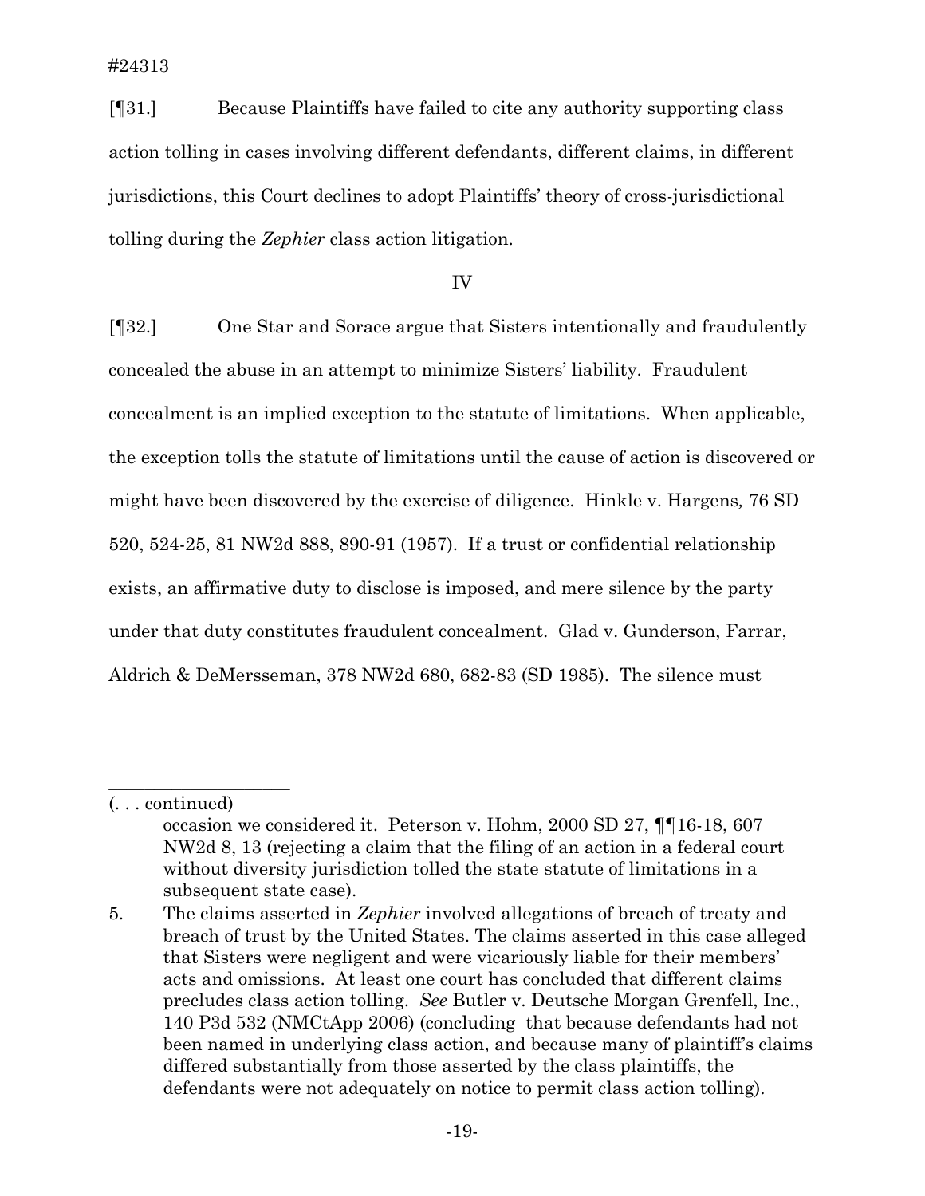[¶31.] Because Plaintiffs have failed to cite any authority supporting class action tolling in cases involving different defendants, different claims, in different jurisdictions, this Court declines to adopt Plaintiffs' theory of cross-jurisdictional tolling during the *Zephier* class action litigation.

IV

[¶32.] One Star and Sorace argue that Sisters intentionally and fraudulently concealed the abuse in an attempt to minimize Sisters' liability. Fraudulent concealment is an implied exception to the statute of limitations. When applicable, the exception tolls the statute of limitations until the cause of action is discovered or might have been discovered by the exercise of diligence. Hinkle v. Hargens, 76 SD 520, 524-25, 81 NW2d 888, 890-91 (1957). If a trust or confidential relationship exists, an affirmative duty to disclose is imposed, and mere silence by the party under that duty constitutes fraudulent concealment. Glad v. Gunderson, Farrar, Aldrich & DeMersseman, 378 NW2d 680, 682-83 (SD 1985). The silence must

---

(. . . continued)

occasion we considered it. Peterson v. Hohm, 2000 SD 27, ¶¶16-18, 607 NW2d 8, 13 (rejecting a claim that the filing of an action in a federal court without diversity jurisdiction tolled the state statute of limitations in a subsequent state case).

5. The claims asserted in *Zephier* involved allegations of breach of treaty and breach of trust by the United States. The claims asserted in this case alleged that Sisters were negligent and were vicariously liable for their members' acts and omissions. At least one court has concluded that different claims precludes class action tolling. *See* Butler v. Deutsche Morgan Grenfell, Inc., 140 P3d 532 (NMCtApp 2006) (concluding that because defendants had not been named in underlying class action, and because many of plaintiff's claims differed substantially from those asserted by the class plaintiffs, the defendants were not adequately on notice to permit class action tolling).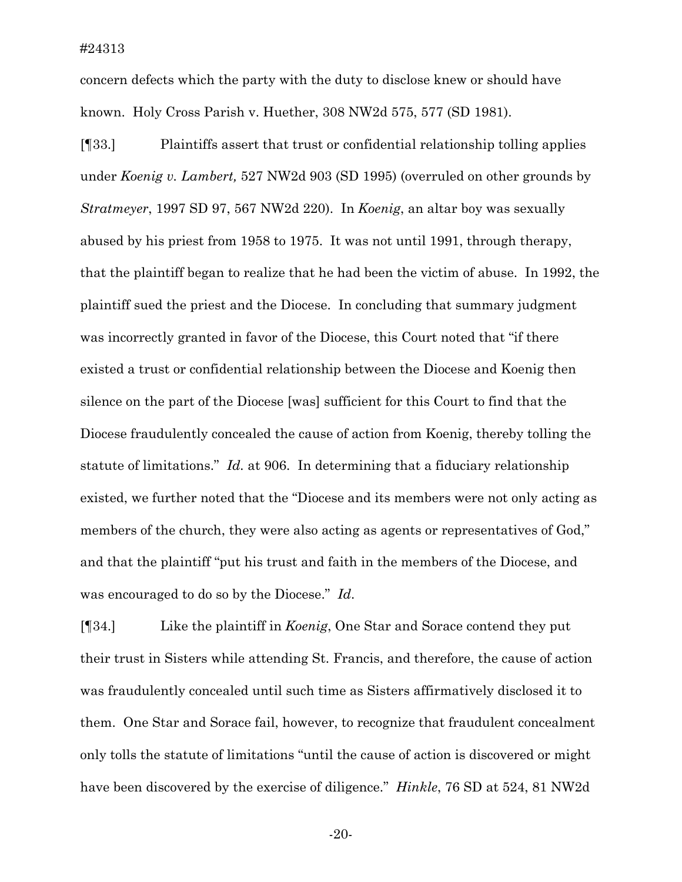concern defects which the party with the duty to disclose knew or should have known. Holy Cross Parish v. Huether, 308 NW2d 575, 577 (SD 1981).

[¶33.] Plaintiffs assert that trust or confidential relationship tolling applies under *Koenig v. Lambert,* 527 NW2d 903 (SD 1995) (overruled on other grounds by *Stratmeyer*, 1997 SD 97, 567 NW2d 220). In *Koenig*, an altar boy was sexually abused by his priest from 1958 to 1975. It was not until 1991, through therapy, that the plaintiff began to realize that he had been the victim of abuse. In 1992, the plaintiff sued the priest and the Diocese. In concluding that summary judgment was incorrectly granted in favor of the Diocese, this Court noted that "if there existed a trust or confidential relationship between the Diocese and Koenig then silence on the part of the Diocese [was] sufficient for this Court to find that the Diocese fraudulently concealed the cause of action from Koenig, thereby tolling the statute of limitations." *Id.* at 906. In determining that a fiduciary relationship existed, we further noted that the "Diocese and its members were not only acting as members of the church, they were also acting as agents or representatives of God," and that the plaintiff "put his trust and faith in the members of the Diocese, and was encouraged to do so by the Diocese." *Id*.

[¶34.] Like the plaintiff in *Koenig*, One Star and Sorace contend they put their trust in Sisters while attending St. Francis, and therefore, the cause of action was fraudulently concealed until such time as Sisters affirmatively disclosed it to them. One Star and Sorace fail, however, to recognize that fraudulent concealment only tolls the statute of limitations "until the cause of action is discovered or might have been discovered by the exercise of diligence." *Hinkle*, 76 SD at 524, 81 NW2d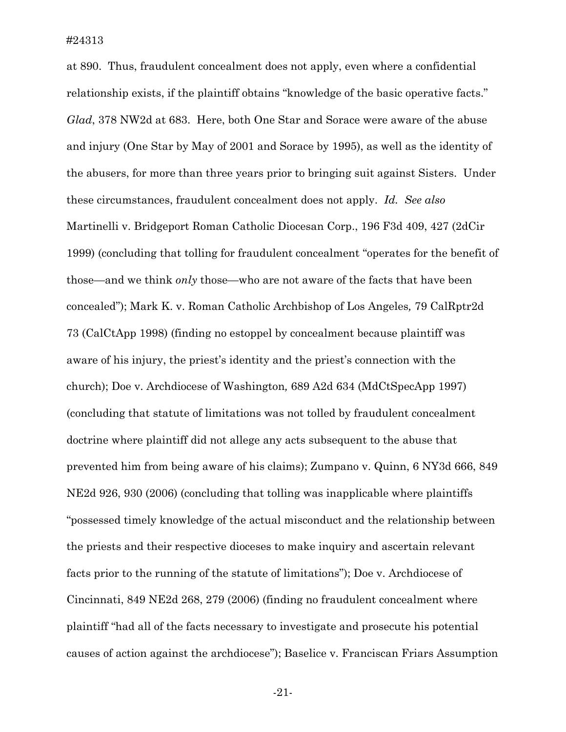at 890. Thus, fraudulent concealment does not apply, even where a confidential relationship exists, if the plaintiff obtains "knowledge of the basic operative facts." *Glad*, 378 NW2d at 683. Here, both One Star and Sorace were aware of the abuse and injury (One Star by May of 2001 and Sorace by 1995), as well as the identity of the abusers, for more than three years prior to bringing suit against Sisters. Under these circumstances, fraudulent concealment does not apply. *Id. See also* Martinelli v. Bridgeport Roman Catholic Diocesan Corp., 196 F3d 409, 427 (2dCir 1999) (concluding that tolling for fraudulent concealment "operates for the benefit of those—and we think *only* those—who are not aware of the facts that have been concealed"); Mark K. v. Roman Catholic Archbishop of Los Angeles*,* 79 CalRptr2d 73 (CalCtApp 1998) (finding no estoppel by concealment because plaintiff was aware of his injury, the priest's identity and the priest's connection with the church); Doe v. Archdiocese of Washington*,* 689 A2d 634 (MdCtSpecApp 1997) (concluding that statute of limitations was not tolled by fraudulent concealment doctrine where plaintiff did not allege any acts subsequent to the abuse that prevented him from being aware of his claims); Zumpano v. Quinn, 6 NY3d 666, 849 NE2d 926, 930 (2006) (concluding that tolling was inapplicable where plaintiffs "possessed timely knowledge of the actual misconduct and the relationship between the priests and their respective dioceses to make inquiry and ascertain relevant facts prior to the running of the statute of limitations"); Doe v. Archdiocese of Cincinnati, 849 NE2d 268, 279 (2006) (finding no fraudulent concealment where plaintiff "had all of the facts necessary to investigate and prosecute his potential causes of action against the archdiocese"); Baselice v. Franciscan Friars Assumption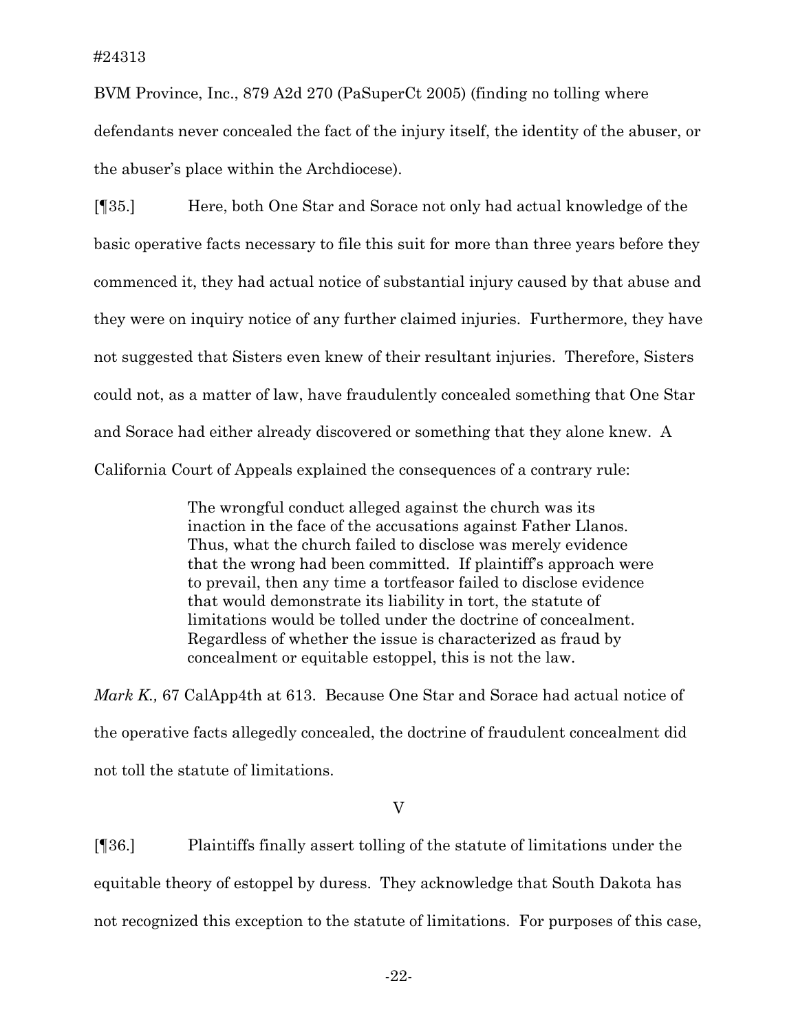BVM Province, Inc., 879 A2d 270 (PaSuperCt 2005) (finding no tolling where defendants never concealed the fact of the injury itself, the identity of the abuser, or the abuser's place within the Archdiocese).

[¶35.] Here, both One Star and Sorace not only had actual knowledge of the basic operative facts necessary to file this suit for more than three years before they commenced it, they had actual notice of substantial injury caused by that abuse and they were on inquiry notice of any further claimed injuries. Furthermore, they have not suggested that Sisters even knew of their resultant injuries. Therefore, Sisters could not, as a matter of law, have fraudulently concealed something that One Star and Sorace had either already discovered or something that they alone knew. A California Court of Appeals explained the consequences of a contrary rule:

> The wrongful conduct alleged against the church was its inaction in the face of the accusations against Father Llanos. Thus, what the church failed to disclose was merely evidence that the wrong had been committed. If plaintiff's approach were to prevail, then any time a tortfeasor failed to disclose evidence that would demonstrate its liability in tort, the statute of limitations would be tolled under the doctrine of concealment. Regardless of whether the issue is characterized as fraud by concealment or equitable estoppel, this is not the law.

*Mark K.,* 67 CalApp4th at 613. Because One Star and Sorace had actual notice of the operative facts allegedly concealed, the doctrine of fraudulent concealment did not toll the statute of limitations.

## V

[¶36.] Plaintiffs finally assert tolling of the statute of limitations under the equitable theory of estoppel by duress. They acknowledge that South Dakota has not recognized this exception to the statute of limitations. For purposes of this case,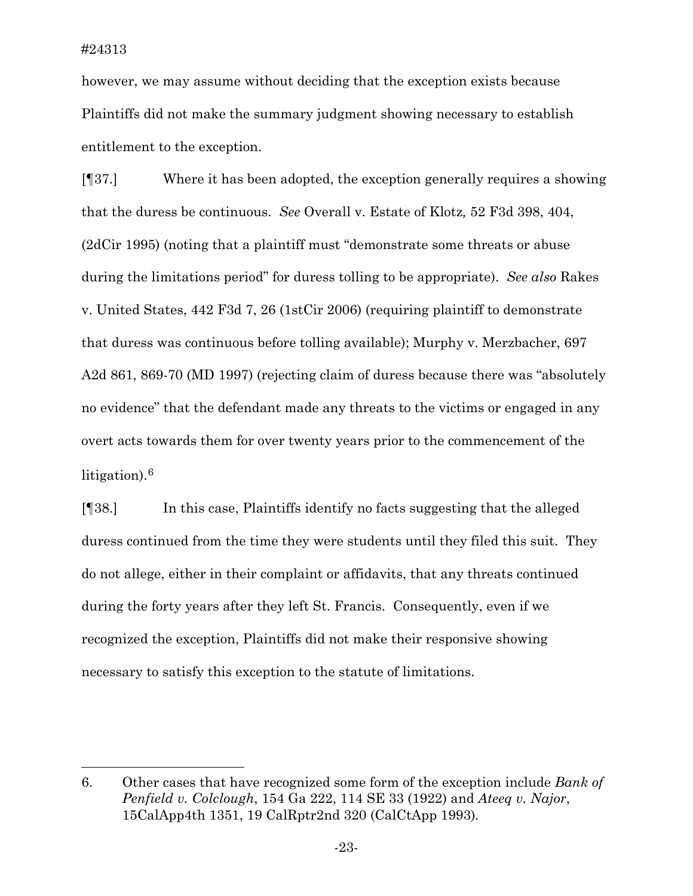however, we may assume without deciding that the exception exists because Plaintiffs did not make the summary judgment showing necessary to establish entitlement to the exception.

[¶37.] Where it has been adopted, the exception generally requires a showing that the duress be continuous. *See* Overall v. Estate of Klotz*,* 52 F3d 398, 404, (2dCir 1995) (noting that a plaintiff must "demonstrate some threats or abuse during the limitations period" for duress tolling to be appropriate). *See also* Rakes v. United States, 442 F3d 7, 26 (1stCir 2006) (requiring plaintiff to demonstrate that duress was continuous before tolling available); Murphy v. Merzbacher, 697 A2d 861, 869-70 (MD 1997) (rejecting claim of duress because there was "absolutely no evidence" that the defendant made any threats to the victims or engaged in any overt acts towards them for over twenty years prior to the commencement of the litigation).[6]

[¶38.] In this case, Plaintiffs identify no facts suggesting that the alleged duress continued from the time they were students until they filed this suit. They do not allege, either in their complaint or affidavits, that any threats continued during the forty years after they left St. Francis. Consequently, even if we recognized the exception, Plaintiffs did not make their responsive showing necessary to satisfy this exception to the statute of limitations.

---

6. Other cases that have recognized some form of the exception include *Bank of Penfield v. Colclough*, 154 Ga 222, 114 SE 33 (1922) and *Ateeq v. Najor*, 15CalApp4th 1351, 19 CalRptr2nd 320 (CalCtApp 1993).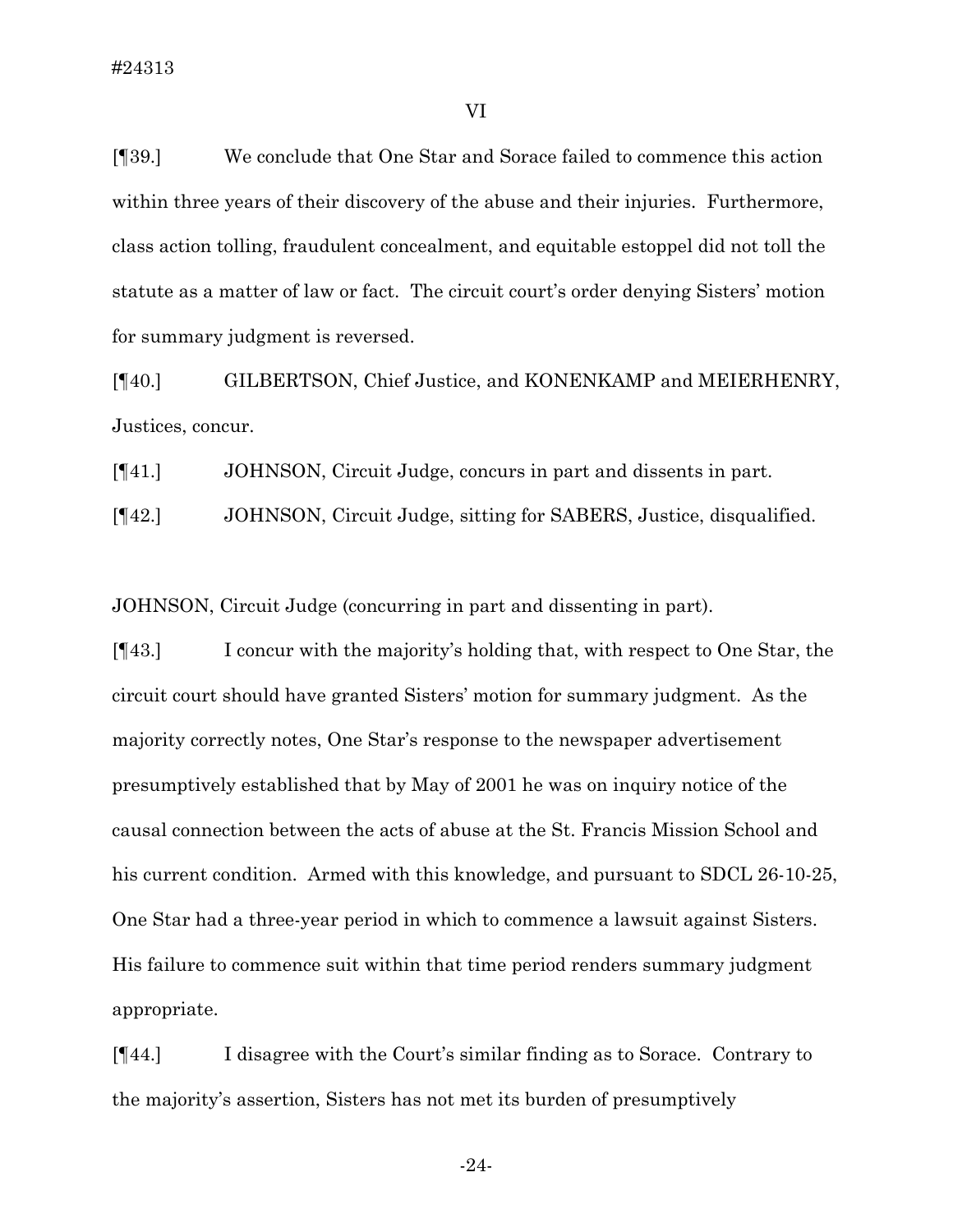VI

[¶39.] We conclude that One Star and Sorace failed to commence this action within three years of their discovery of the abuse and their injuries. Furthermore, class action tolling, fraudulent concealment, and equitable estoppel did not toll the statute as a matter of law or fact. The circuit court's order denying Sisters' motion for summary judgment is reversed.

[¶40.] GILBERTSON, Chief Justice, and KONENKAMP and MEIERHENRY, Justices, concur.

[¶41.] JOHNSON, Circuit Judge, concurs in part and dissents in part.

[¶42.] JOHNSON, Circuit Judge, sitting for SABERS, Justice, disqualified.

JOHNSON, Circuit Judge (concurring in part and dissenting in part).

[¶43.] I concur with the majority's holding that, with respect to One Star, the circuit court should have granted Sisters' motion for summary judgment. As the majority correctly notes, One Star's response to the newspaper advertisement presumptively established that by May of 2001 he was on inquiry notice of the causal connection between the acts of abuse at the St. Francis Mission School and his current condition. Armed with this knowledge, and pursuant to SDCL 26-10-25, One Star had a three-year period in which to commence a lawsuit against Sisters. His failure to commence suit within that time period renders summary judgment appropriate.

[¶44.] I disagree with the Court's similar finding as to Sorace. Contrary to the majority's assertion, Sisters has not met its burden of presumptively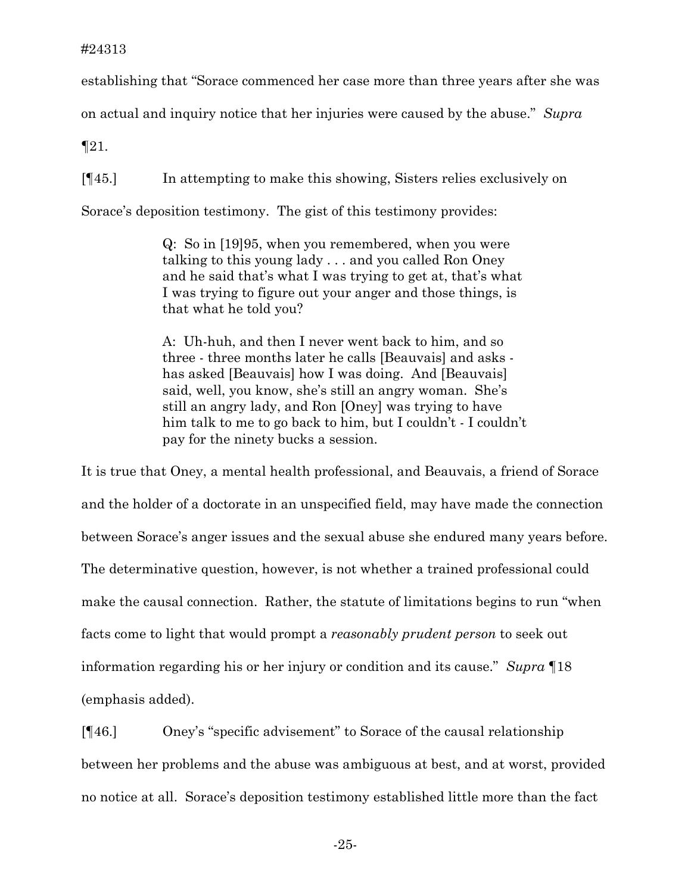establishing that "Sorace commenced her case more than three years after she was on actual and inquiry notice that her injuries were caused by the abuse." *Supra* ¶21.

[¶45.] In attempting to make this showing, Sisters relies exclusively on Sorace's deposition testimony. The gist of this testimony provides:

> Q: So in [19]95, when you remembered, when you were talking to this young lady . . . and you called Ron Oney and he said that's what I was trying to get at, that's what I was trying to figure out your anger and those things, is that what he told you?
>
> A: Uh-huh, and then I never went back to him, and so three - three months later he calls [Beauvais] and asks - has asked [Beauvais] how I was doing. And [Beauvais] said, well, you know, she's still an angry woman. She's still an angry lady, and Ron [Oney] was trying to have him talk to me to go back to him, but I couldn't - I couldn't pay for the ninety bucks a session.

It is true that Oney, a mental health professional, and Beauvais, a friend of Sorace and the holder of a doctorate in an unspecified field, may have made the connection between Sorace's anger issues and the sexual abuse she endured many years before. The determinative question, however, is not whether a trained professional could make the causal connection. Rather, the statute of limitations begins to run "when facts come to light that would prompt a *reasonably prudent person* to seek out information regarding his or her injury or condition and its cause." *Supra* ¶18 (emphasis added).

[¶46.] Oney's "specific advisement" to Sorace of the causal relationship between her problems and the abuse was ambiguous at best, and at worst, provided no notice at all. Sorace's deposition testimony established little more than the fact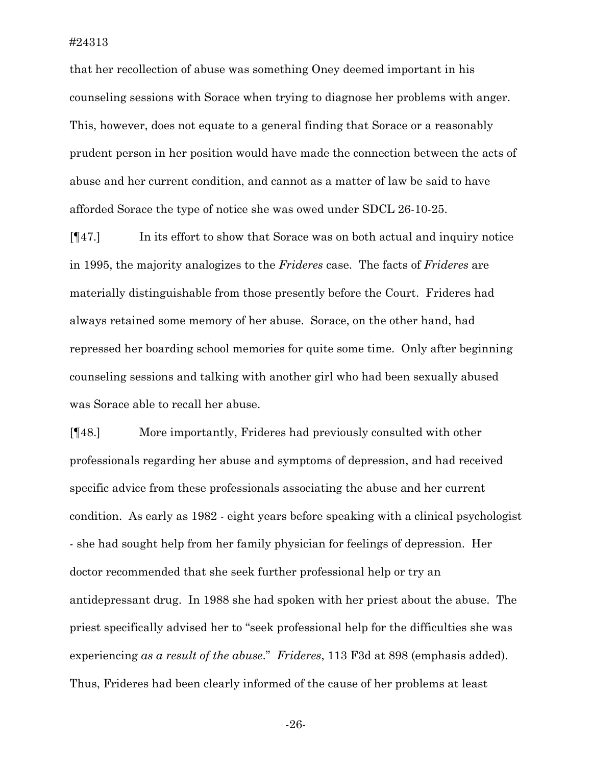that her recollection of abuse was something Oney deemed important in his counseling sessions with Sorace when trying to diagnose her problems with anger. This, however, does not equate to a general finding that Sorace or a reasonably prudent person in her position would have made the connection between the acts of abuse and her current condition, and cannot as a matter of law be said to have afforded Sorace the type of notice she was owed under SDCL 26-10-25.

[¶47.] In its effort to show that Sorace was on both actual and inquiry notice in 1995, the majority analogizes to the *Frideres* case. The facts of *Frideres* are materially distinguishable from those presently before the Court. Frideres had always retained some memory of her abuse. Sorace, on the other hand, had repressed her boarding school memories for quite some time. Only after beginning counseling sessions and talking with another girl who had been sexually abused was Sorace able to recall her abuse.

[¶48.] More importantly, Frideres had previously consulted with other professionals regarding her abuse and symptoms of depression, and had received specific advice from these professionals associating the abuse and her current condition. As early as 1982 - eight years before speaking with a clinical psychologist - she had sought help from her family physician for feelings of depression. Her doctor recommended that she seek further professional help or try an antidepressant drug. In 1988 she had spoken with her priest about the abuse. The priest specifically advised her to "seek professional help for the difficulties she was experiencing *as a result of the abuse*." *Frideres*, 113 F3d at 898 (emphasis added). Thus, Frideres had been clearly informed of the cause of her problems at least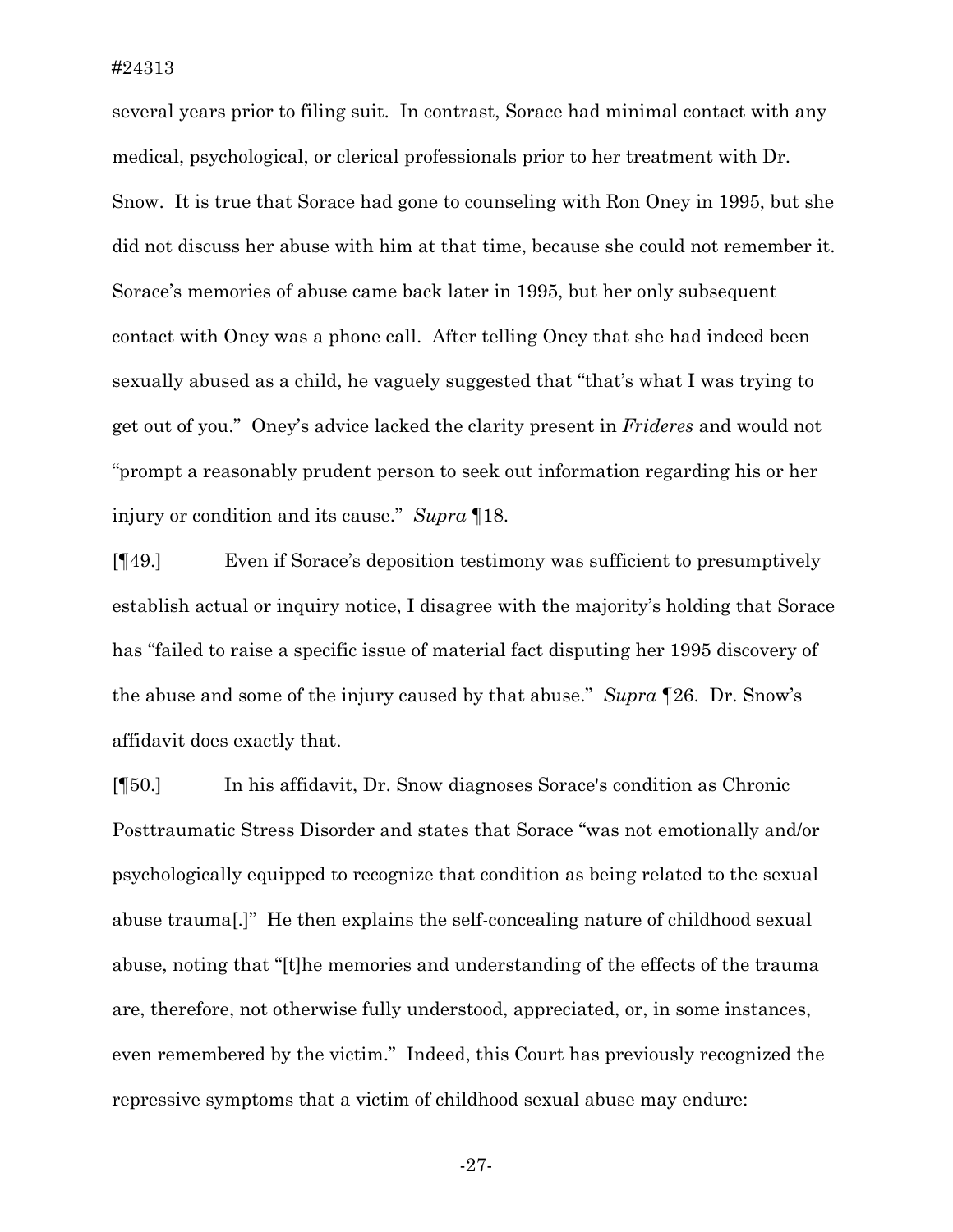several years prior to filing suit. In contrast, Sorace had minimal contact with any medical, psychological, or clerical professionals prior to her treatment with Dr. Snow. It is true that Sorace had gone to counseling with Ron Oney in 1995, but she did not discuss her abuse with him at that time, because she could not remember it. Sorace's memories of abuse came back later in 1995, but her only subsequent contact with Oney was a phone call. After telling Oney that she had indeed been sexually abused as a child, he vaguely suggested that "that's what I was trying to get out of you." Oney's advice lacked the clarity present in *Frideres* and would not "prompt a reasonably prudent person to seek out information regarding his or her injury or condition and its cause." *Supra* ¶18.

[¶49.] Even if Sorace's deposition testimony was sufficient to presumptively establish actual or inquiry notice, I disagree with the majority's holding that Sorace has "failed to raise a specific issue of material fact disputing her 1995 discovery of the abuse and some of the injury caused by that abuse." *Supra* ¶26. Dr. Snow's affidavit does exactly that.

[¶50.] In his affidavit, Dr. Snow diagnoses Sorace's condition as Chronic Posttraumatic Stress Disorder and states that Sorace "was not emotionally and/or psychologically equipped to recognize that condition as being related to the sexual abuse trauma[.]" He then explains the self-concealing nature of childhood sexual abuse, noting that "[t]he memories and understanding of the effects of the trauma are, therefore, not otherwise fully understood, appreciated, or, in some instances, even remembered by the victim." Indeed, this Court has previously recognized the repressive symptoms that a victim of childhood sexual abuse may endure: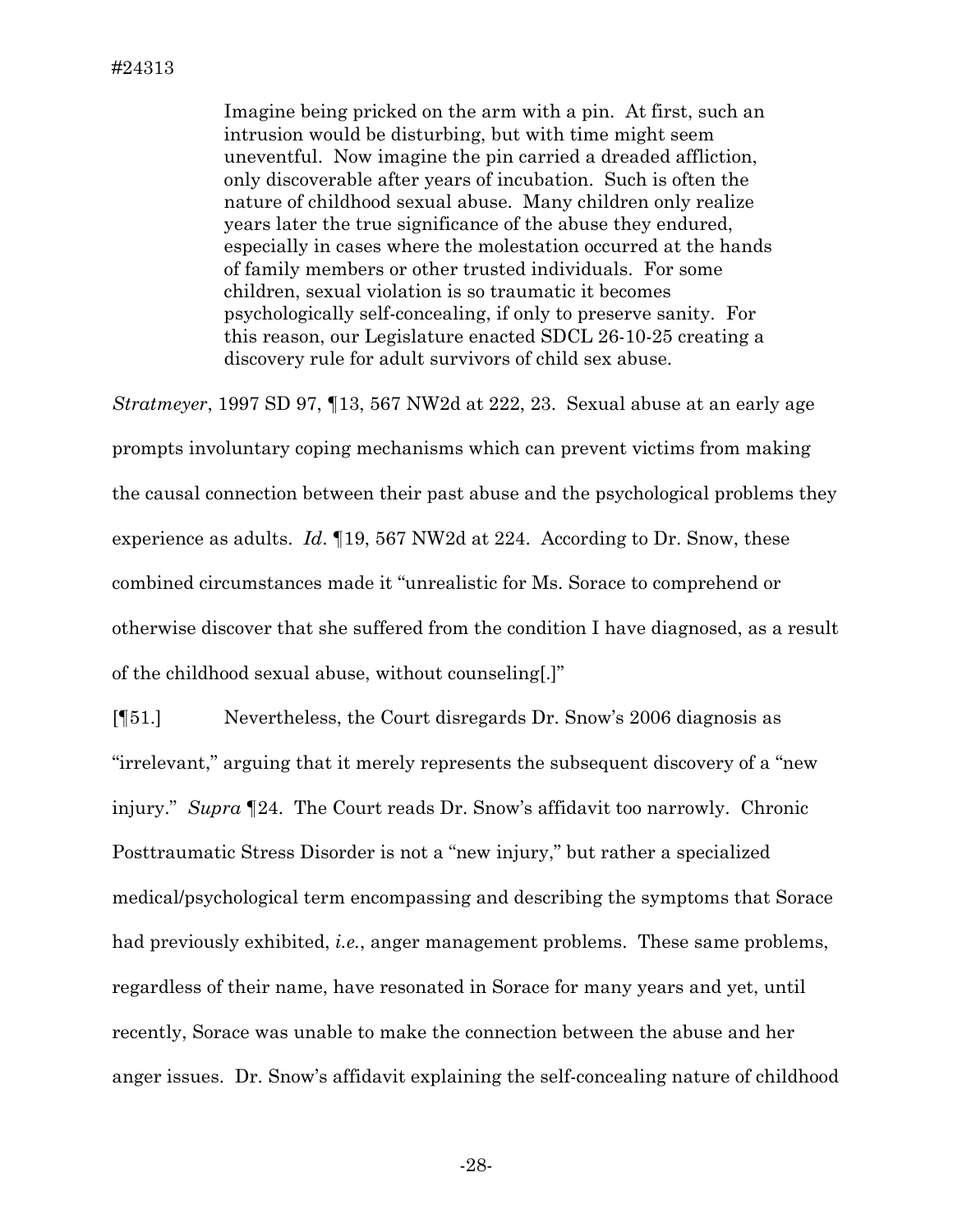> Imagine being pricked on the arm with a pin. At first, such an intrusion would be disturbing, but with time might seem uneventful. Now imagine the pin carried a dreaded affliction, only discoverable after years of incubation. Such is often the nature of childhood sexual abuse. Many children only realize years later the true significance of the abuse they endured, especially in cases where the molestation occurred at the hands of family members or other trusted individuals. For some children, sexual violation is so traumatic it becomes psychologically self-concealing, if only to preserve sanity. For this reason, our Legislature enacted SDCL 26-10-25 creating a discovery rule for adult survivors of child sex abuse.

*Stratmeyer*, 1997 SD 97, ¶13, 567 NW2d at 222, 23. Sexual abuse at an early age prompts involuntary coping mechanisms which can prevent victims from making the causal connection between their past abuse and the psychological problems they experience as adults. *Id*. ¶19, 567 NW2d at 224. According to Dr. Snow, these combined circumstances made it "unrealistic for Ms. Sorace to comprehend or otherwise discover that she suffered from the condition I have diagnosed, as a result of the childhood sexual abuse, without counseling[.]"

[¶51.] Nevertheless, the Court disregards Dr. Snow's 2006 diagnosis as "irrelevant," arguing that it merely represents the subsequent discovery of a "new injury." *Supra* ¶24. The Court reads Dr. Snow's affidavit too narrowly. Chronic Posttraumatic Stress Disorder is not a "new injury," but rather a specialized medical/psychological term encompassing and describing the symptoms that Sorace had previously exhibited, *i.e.*, anger management problems. These same problems, regardless of their name, have resonated in Sorace for many years and yet, until recently, Sorace was unable to make the connection between the abuse and her anger issues. Dr. Snow's affidavit explaining the self-concealing nature of childhood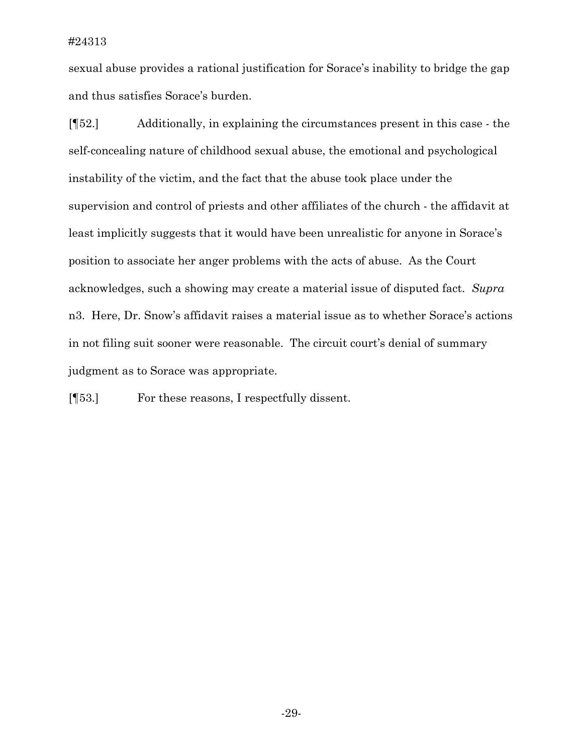sexual abuse provides a rational justification for Sorace's inability to bridge the gap and thus satisfies Sorace's burden.

[¶52.] Additionally, in explaining the circumstances present in this case - the self-concealing nature of childhood sexual abuse, the emotional and psychological instability of the victim, and the fact that the abuse took place under the supervision and control of priests and other affiliates of the church - the affidavit at least implicitly suggests that it would have been unrealistic for anyone in Sorace's position to associate her anger problems with the acts of abuse. As the Court acknowledges, such a showing may create a material issue of disputed fact. *Supra* n3. Here, Dr. Snow's affidavit raises a material issue as to whether Sorace's actions in not filing suit sooner were reasonable. The circuit court's denial of summary judgment as to Sorace was appropriate.

[¶53.] For these reasons, I respectfully dissent.